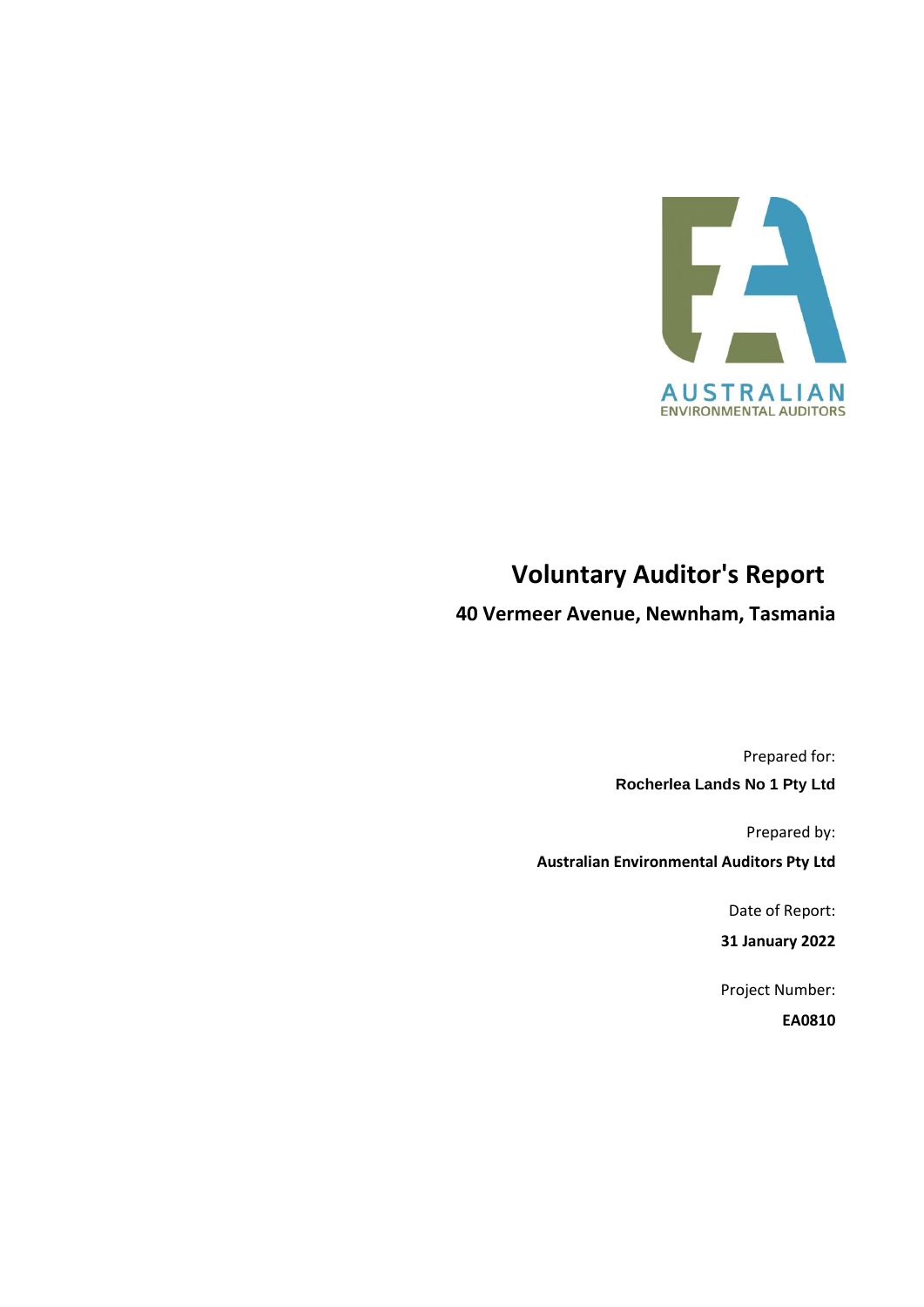AUSTRALIAN
ENVIRONMENTAL AUDITORS

# Voluntary Auditor's Report

## 40 Vermeer Avenue, Newnham, Tasmania

Prepared for:

**Rocherlea Lands No 1 Pty Ltd**

Prepared by:

**Australian Environmental Auditors Pty Ltd**

Date of Report:

**31 January 2022**

Project Number:

**EA0810**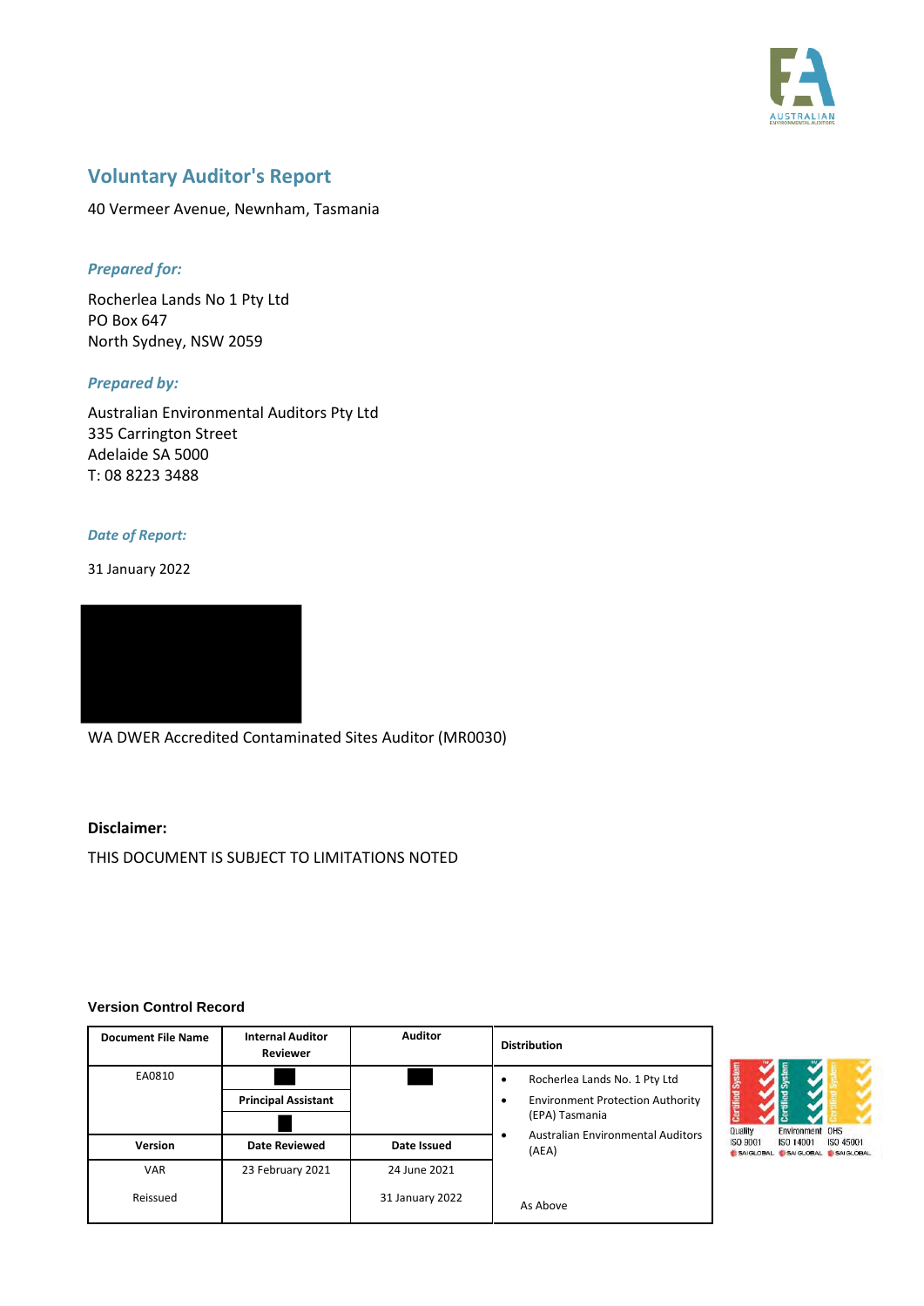# Voluntary Auditor's Report

40 Vermeer Avenue, Newnham, Tasmania

***Prepared for:***

Rocherlea Lands No 1 Pty Ltd
PO Box 647
North Sydney, NSW 2059

***Prepared by:***

Australian Environmental Auditors Pty Ltd
335 Carrington Street
Adelaide SA 5000
T: 08 8223 3488

***Date of Report:***

31 January 2022

WA DWER Accredited Contaminated Sites Auditor (MR0030)

**Disclaimer:**

THIS DOCUMENT IS SUBJECT TO LIMITATIONS NOTED

**Version Control Record**

| Document File Name | Internal Auditor Reviewer | Auditor | Distribution |
|---|---|---|---|
| EA0810 | | | • Rocherlea Lands No. 1 Pty Ltd<br>• Environment Protection Authority (EPA) Tasmania<br>• Australian Environmental Auditors (AEA) |
| | **Principal Assistant** | | |
| **Version** | **Date Reviewed** | **Date Issued** | |
| VAR | 23 February 2021 | 24 June 2021 | |
| Reissued | | 31 January 2022 | As Above |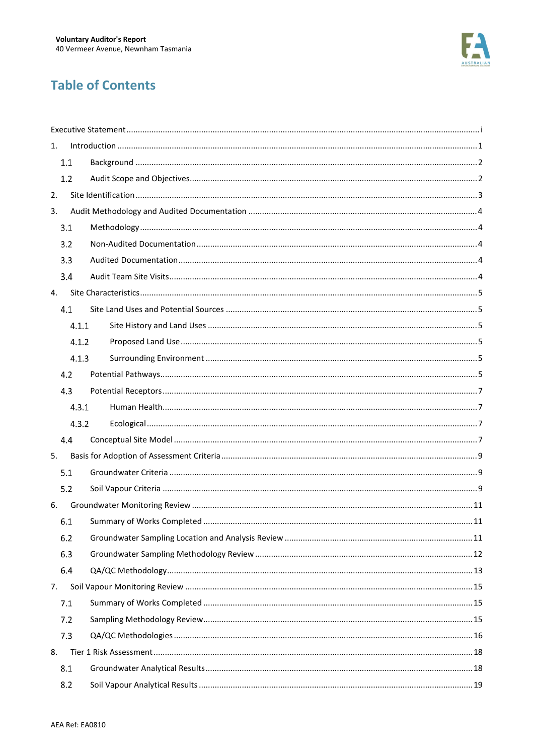# Table of Contents

Executive Statement ..... i

1. Introduction ..... 1
   - 1.1 Background ..... 2
   - 1.2 Audit Scope and Objectives ..... 2
2. Site Identification ..... 3
3. Audit Methodology and Audited Documentation ..... 4
   - 3.1 Methodology ..... 4
   - 3.2 Non-Audited Documentation ..... 4
   - 3.3 Audited Documentation ..... 4
   - 3.4 Audit Team Site Visits ..... 4
4. Site Characteristics ..... 5
   - 4.1 Site Land Uses and Potential Sources ..... 5
     - 4.1.1 Site History and Land Uses ..... 5
     - 4.1.2 Proposed Land Use ..... 5
     - 4.1.3 Surrounding Environment ..... 5
   - 4.2 Potential Pathways ..... 5
   - 4.3 Potential Receptors ..... 7
     - 4.3.1 Human Health ..... 7
     - 4.3.2 Ecological ..... 7
   - 4.4 Conceptual Site Model ..... 7
5. Basis for Adoption of Assessment Criteria ..... 9
   - 5.1 Groundwater Criteria ..... 9
   - 5.2 Soil Vapour Criteria ..... 9
6. Groundwater Monitoring Review ..... 11
   - 6.1 Summary of Works Completed ..... 11
   - 6.2 Groundwater Sampling Location and Analysis Review ..... 11
   - 6.3 Groundwater Sampling Methodology Review ..... 12
   - 6.4 QA/QC Methodology ..... 13
7. Soil Vapour Monitoring Review ..... 15
   - 7.1 Summary of Works Completed ..... 15
   - 7.2 Sampling Methodology Review ..... 15
   - 7.3 QA/QC Methodologies ..... 16
8. Tier 1 Risk Assessment ..... 18
   - 8.1 Groundwater Analytical Results ..... 18
   - 8.2 Soil Vapour Analytical Results ..... 19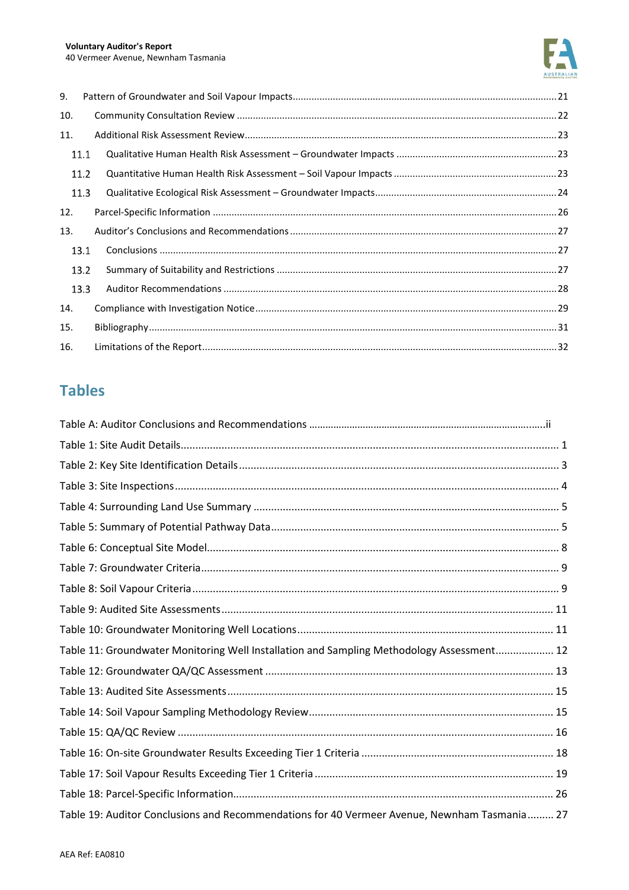9. Pattern of Groundwater and Soil Vapour Impacts ........ 21
10. Community Consultation Review ........ 22
11. Additional Risk Assessment Review ........ 23
   11.1 Qualitative Human Health Risk Assessment – Groundwater Impacts ........ 23
   11.2 Quantitative Human Health Risk Assessment – Soil Vapour Impacts ........ 23
   11.3 Qualitative Ecological Risk Assessment – Groundwater Impacts ........ 24
12. Parcel-Specific Information ........ 26
13. Auditor's Conclusions and Recommendations ........ 27
   13.1 Conclusions ........ 27
   13.2 Summary of Suitability and Restrictions ........ 27
   13.3 Auditor Recommendations ........ 28
14. Compliance with Investigation Notice ........ 29
15. Bibliography ........ 31
16. Limitations of the Report ........ 32

## Tables

Table A: Auditor Conclusions and Recommendations ........ ii
Table 1: Site Audit Details ........ 1
Table 2: Key Site Identification Details ........ 3
Table 3: Site Inspections ........ 4
Table 4: Surrounding Land Use Summary ........ 5
Table 5: Summary of Potential Pathway Data ........ 5
Table 6: Conceptual Site Model ........ 8
Table 7: Groundwater Criteria ........ 9
Table 8: Soil Vapour Criteria ........ 9
Table 9: Audited Site Assessments ........ 11
Table 10: Groundwater Monitoring Well Locations ........ 11
Table 11: Groundwater Monitoring Well Installation and Sampling Methodology Assessment ........ 12
Table 12: Groundwater QA/QC Assessment ........ 13
Table 13: Audited Site Assessments ........ 15
Table 14: Soil Vapour Sampling Methodology Review ........ 15
Table 15: QA/QC Review ........ 16
Table 16: On-site Groundwater Results Exceeding Tier 1 Criteria ........ 18
Table 17: Soil Vapour Results Exceeding Tier 1 Criteria ........ 19
Table 18: Parcel-Specific Information ........ 26
Table 19: Auditor Conclusions and Recommendations for 40 Vermeer Avenue, Newnham Tasmania ........ 27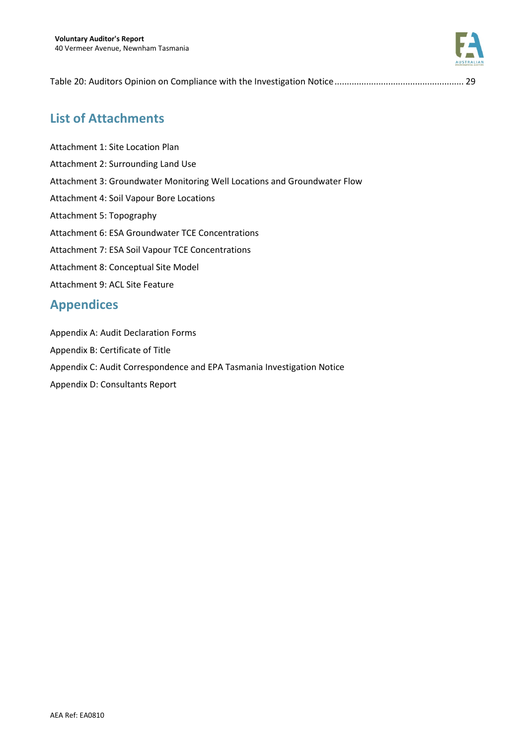Table 20: Auditors Opinion on Compliance with the Investigation Notice .................................................... 29

## List of Attachments

Attachment 1: Site Location Plan

Attachment 2: Surrounding Land Use

Attachment 3: Groundwater Monitoring Well Locations and Groundwater Flow

Attachment 4: Soil Vapour Bore Locations

Attachment 5: Topography

Attachment 6: ESA Groundwater TCE Concentrations

Attachment 7: ESA Soil Vapour TCE Concentrations

Attachment 8: Conceptual Site Model

Attachment 9: ACL Site Feature

## Appendices

Appendix A: Audit Declaration Forms

Appendix B: Certificate of Title

Appendix C: Audit Correspondence and EPA Tasmania Investigation Notice

Appendix D: Consultants Report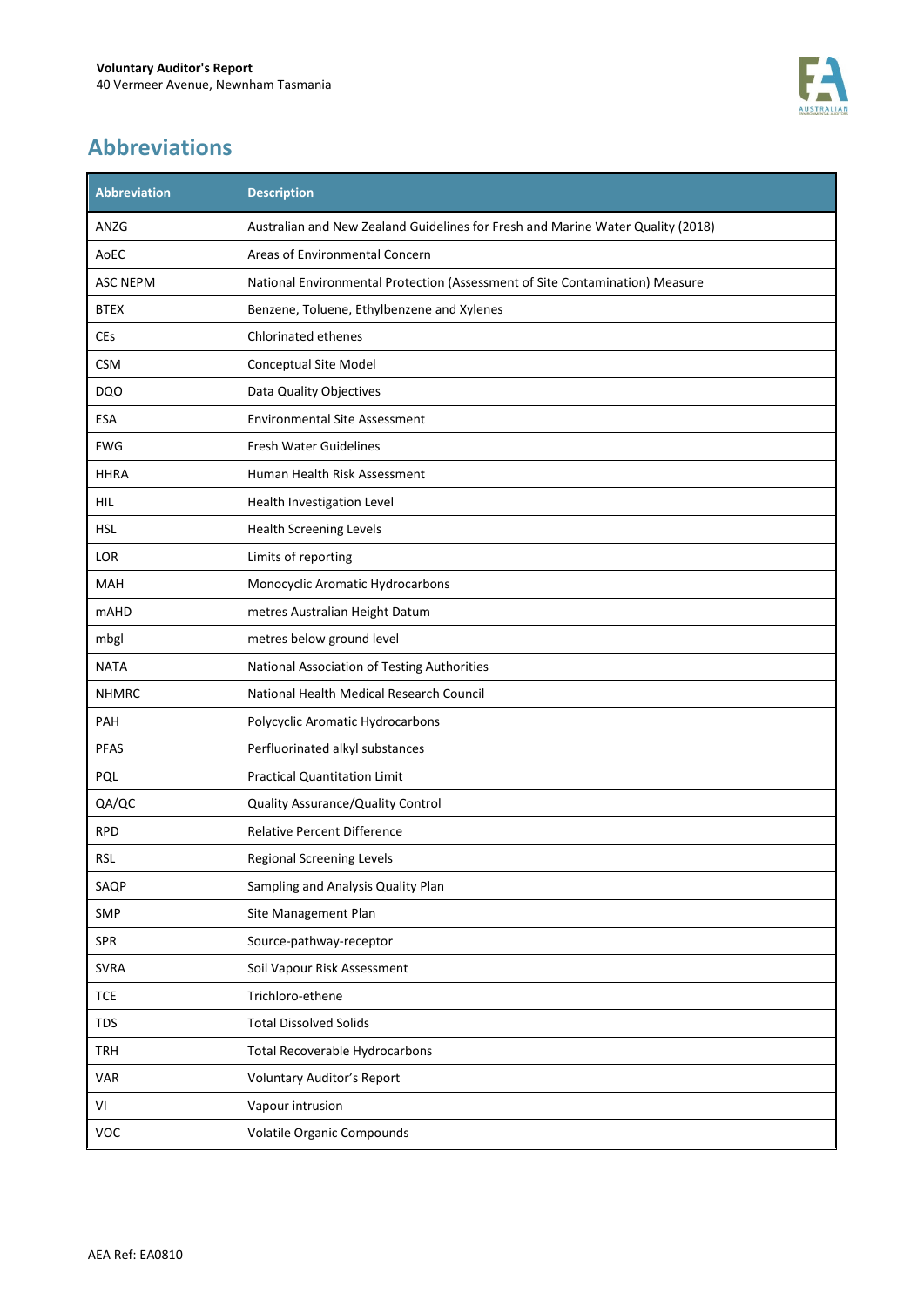## Abbreviations

| Abbreviation | Description |
|---|---|
| ANZG | Australian and New Zealand Guidelines for Fresh and Marine Water Quality (2018) |
| AoEC | Areas of Environmental Concern |
| ASC NEPM | National Environmental Protection (Assessment of Site Contamination) Measure |
| BTEX | Benzene, Toluene, Ethylbenzene and Xylenes |
| CEs | Chlorinated ethenes |
| CSM | Conceptual Site Model |
| DQO | Data Quality Objectives |
| ESA | Environmental Site Assessment |
| FWG | Fresh Water Guidelines |
| HHRA | Human Health Risk Assessment |
| HIL | Health Investigation Level |
| HSL | Health Screening Levels |
| LOR | Limits of reporting |
| MAH | Monocyclic Aromatic Hydrocarbons |
| mAHD | metres Australian Height Datum |
| mbgl | metres below ground level |
| NATA | National Association of Testing Authorities |
| NHMRC | National Health Medical Research Council |
| PAH | Polycyclic Aromatic Hydrocarbons |
| PFAS | Perfluorinated alkyl substances |
| PQL | Practical Quantitation Limit |
| QA/QC | Quality Assurance/Quality Control |
| RPD | Relative Percent Difference |
| RSL | Regional Screening Levels |
| SAQP | Sampling and Analysis Quality Plan |
| SMP | Site Management Plan |
| SPR | Source-pathway-receptor |
| SVRA | Soil Vapour Risk Assessment |
| TCE | Trichloro-ethene |
| TDS | Total Dissolved Solids |
| TRH | Total Recoverable Hydrocarbons |
| VAR | Voluntary Auditor's Report |
| VI | Vapour intrusion |
| VOC | Volatile Organic Compounds |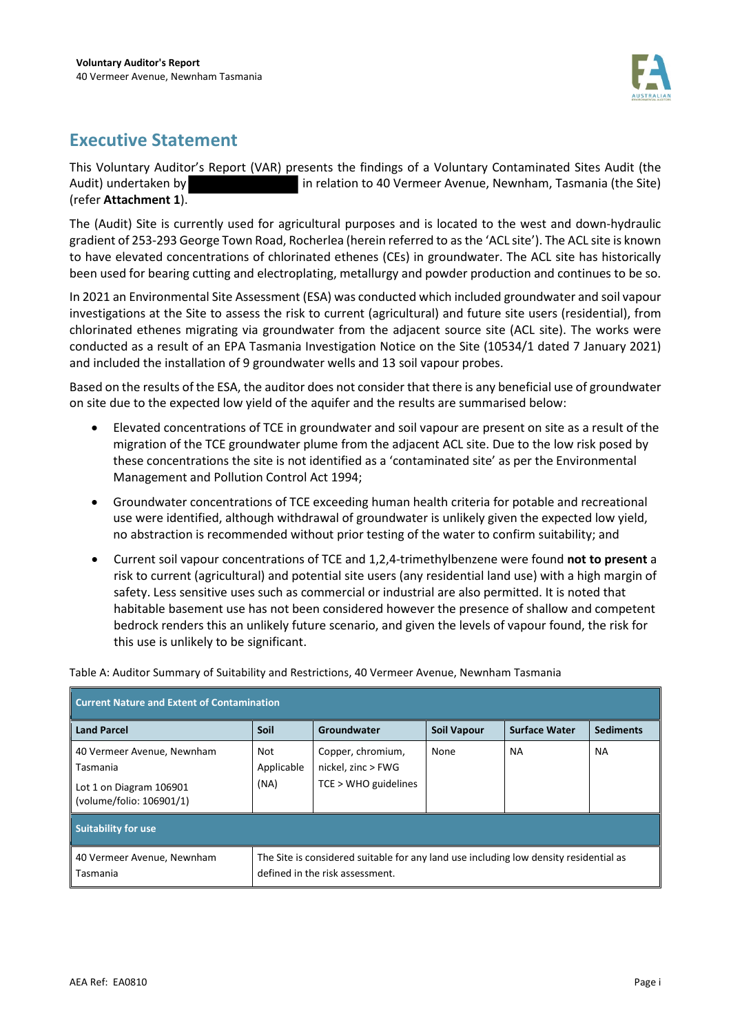# Executive Statement

This Voluntary Auditor's Report (VAR) presents the findings of a Voluntary Contaminated Sites Audit (the Audit) undertaken by ████████████ in relation to 40 Vermeer Avenue, Newnham, Tasmania (the Site) (refer **Attachment 1**).

The (Audit) Site is currently used for agricultural purposes and is located to the west and down-hydraulic gradient of 253-293 George Town Road, Rocherlea (herein referred to as the 'ACL site'). The ACL site is known to have elevated concentrations of chlorinated ethenes (CEs) in groundwater. The ACL site has historically been used for bearing cutting and electroplating, metallurgy and powder production and continues to be so.

In 2021 an Environmental Site Assessment (ESA) was conducted which included groundwater and soil vapour investigations at the Site to assess the risk to current (agricultural) and future site users (residential), from chlorinated ethenes migrating via groundwater from the adjacent source site (ACL site). The works were conducted as a result of an EPA Tasmania Investigation Notice on the Site (10534/1 dated 7 January 2021) and included the installation of 9 groundwater wells and 13 soil vapour probes.

Based on the results of the ESA, the auditor does not consider that there is any beneficial use of groundwater on site due to the expected low yield of the aquifer and the results are summarised below:

- Elevated concentrations of TCE in groundwater and soil vapour are present on site as a result of the migration of the TCE groundwater plume from the adjacent ACL site. Due to the low risk posed by these concentrations the site is not identified as a 'contaminated site' as per the Environmental Management and Pollution Control Act 1994;
- Groundwater concentrations of TCE exceeding human health criteria for potable and recreational use were identified, although withdrawal of groundwater is unlikely given the expected low yield, no abstraction is recommended without prior testing of the water to confirm suitability; and
- Current soil vapour concentrations of TCE and 1,2,4-trimethylbenzene were found **not to present** a risk to current (agricultural) and potential site users (any residential land use) with a high margin of safety. Less sensitive uses such as commercial or industrial are also permitted. It is noted that habitable basement use has not been considered however the presence of shallow and competent bedrock renders this an unlikely future scenario, and given the levels of vapour found, the risk for this use is unlikely to be significant.

Table A: Auditor Summary of Suitability and Restrictions, 40 Vermeer Avenue, Newnham Tasmania

| **Current Nature and Extent of Contamination** | | | | | |
|---|---|---|---|---|---|
| **Land Parcel** | **Soil** | **Groundwater** | **Soil Vapour** | **Surface Water** | **Sediments** |
| 40 Vermeer Avenue, Newnham Tasmania<br>Lot 1 on Diagram 106901 (volume/folio: 106901/1) | Not Applicable (NA) | Copper, chromium, nickel, zinc > FWG<br>TCE > WHO guidelines | None | NA | NA |
| **Suitability for use** | | | | | |
| 40 Vermeer Avenue, Newnham Tasmania | The Site is considered suitable for any land use including low density residential as defined in the risk assessment. | | | | |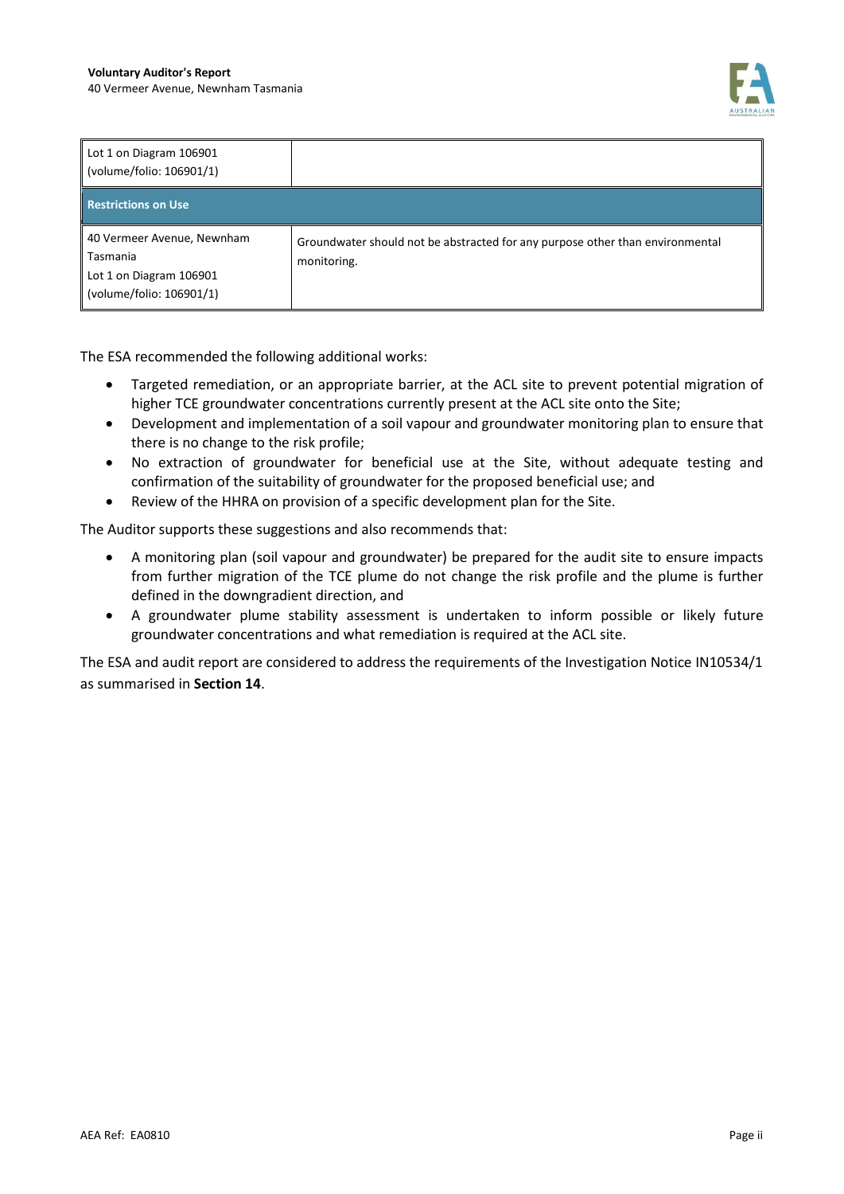| Lot 1 on Diagram 106901 (volume/folio: 106901/1) | |
|---|---|
| **Restrictions on Use** | |
| 40 Vermeer Avenue, Newnham Tasmania<br>Lot 1 on Diagram 106901<br>(volume/folio: 106901/1) | Groundwater should not be abstracted for any purpose other than environmental monitoring. |

The ESA recommended the following additional works:

- Targeted remediation, or an appropriate barrier, at the ACL site to prevent potential migration of higher TCE groundwater concentrations currently present at the ACL site onto the Site;
- Development and implementation of a soil vapour and groundwater monitoring plan to ensure that there is no change to the risk profile;
- No extraction of groundwater for beneficial use at the Site, without adequate testing and confirmation of the suitability of groundwater for the proposed beneficial use; and
- Review of the HHRA on provision of a specific development plan for the Site.

The Auditor supports these suggestions and also recommends that:

- A monitoring plan (soil vapour and groundwater) be prepared for the audit site to ensure impacts from further migration of the TCE plume do not change the risk profile and the plume is further defined in the downgradient direction, and
- A groundwater plume stability assessment is undertaken to inform possible or likely future groundwater concentrations and what remediation is required at the ACL site.

The ESA and audit report are considered to address the requirements of the Investigation Notice IN10534/1 as summarised in **Section 14**.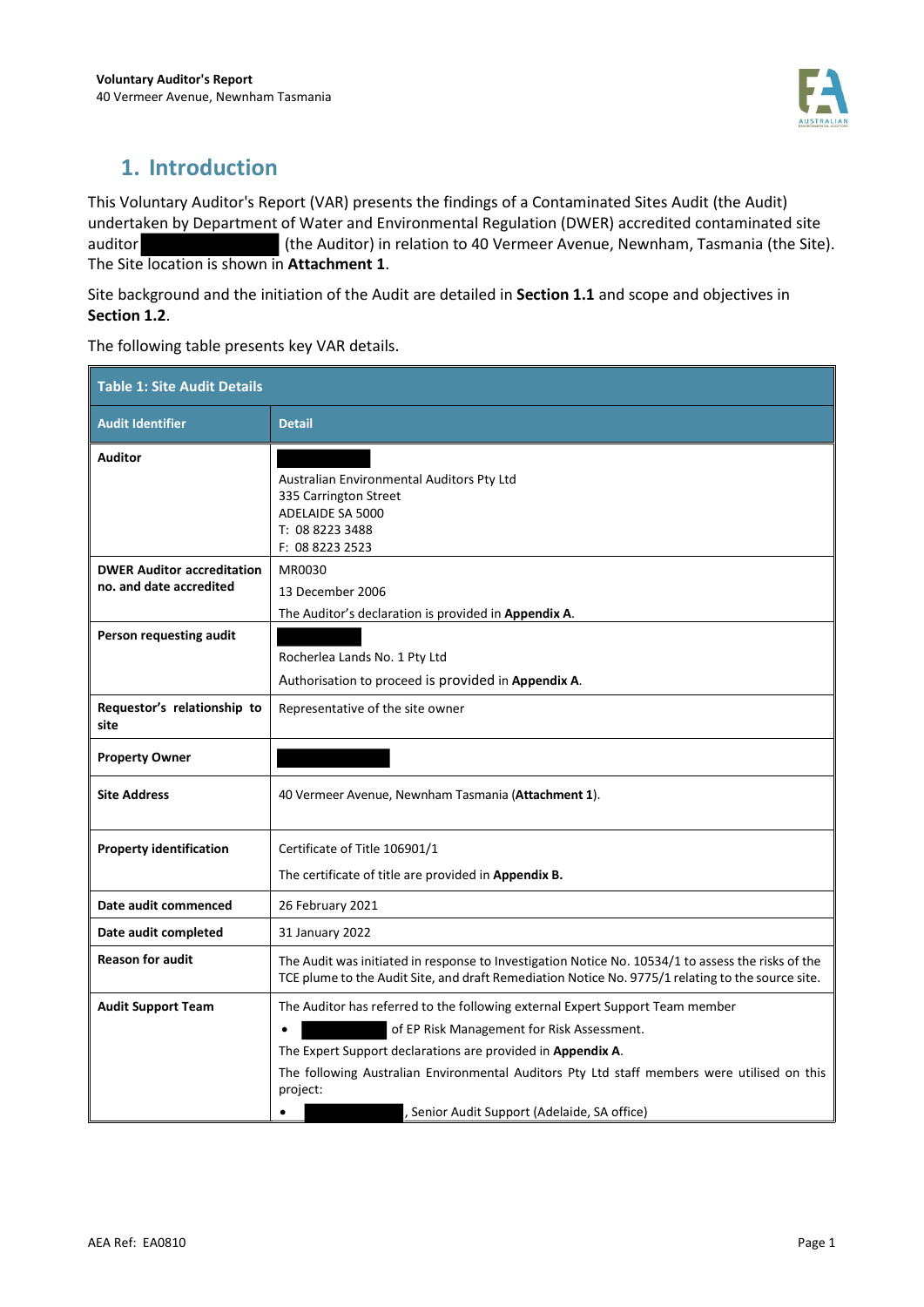# 1. Introduction

This Voluntary Auditor's Report (VAR) presents the findings of a Contaminated Sites Audit (the Audit) undertaken by Department of Water and Environmental Regulation (DWER) accredited contaminated site auditor (the Auditor) in relation to 40 Vermeer Avenue, Newnham, Tasmania (the Site). The Site location is shown in **Attachment 1**.

Site background and the initiation of the Audit are detailed in **Section 1.1** and scope and objectives in **Section 1.2**.

The following table presents key VAR details.

| Table 1: Site Audit Details | |
|---|---|
| **Audit Identifier** | **Detail** |
| **Auditor** | Australian Environmental Auditors Pty Ltd<br>335 Carrington Street<br>ADELAIDE SA 5000<br>T: 08 8223 3488<br>F: 08 8223 2523 |
| **DWER Auditor accreditation no. and date accredited** | MR0030<br>13 December 2006<br>The Auditor's declaration is provided in **Appendix A**. |
| **Person requesting audit** | Rocherlea Lands No. 1 Pty Ltd<br>Authorisation to proceed is provided in **Appendix A**. |
| **Requestor's relationship to site** | Representative of the site owner |
| **Property Owner** | |
| **Site Address** | 40 Vermeer Avenue, Newnham Tasmania (**Attachment 1**). |
| **Property identification** | Certificate of Title 106901/1<br>The certificate of title are provided in **Appendix B.** |
| **Date audit commenced** | 26 February 2021 |
| **Date audit completed** | 31 January 2022 |
| **Reason for audit** | The Audit was initiated in response to Investigation Notice No. 10534/1 to assess the risks of the TCE plume to the Audit Site, and draft Remediation Notice No. 9775/1 relating to the source site. |
| **Audit Support Team** | The Auditor has referred to the following external Expert Support Team member<br>• of EP Risk Management for Risk Assessment.<br>The Expert Support declarations are provided in **Appendix A**.<br>The following Australian Environmental Auditors Pty Ltd staff members were utilised on this project:<br>• , Senior Audit Support (Adelaide, SA office) |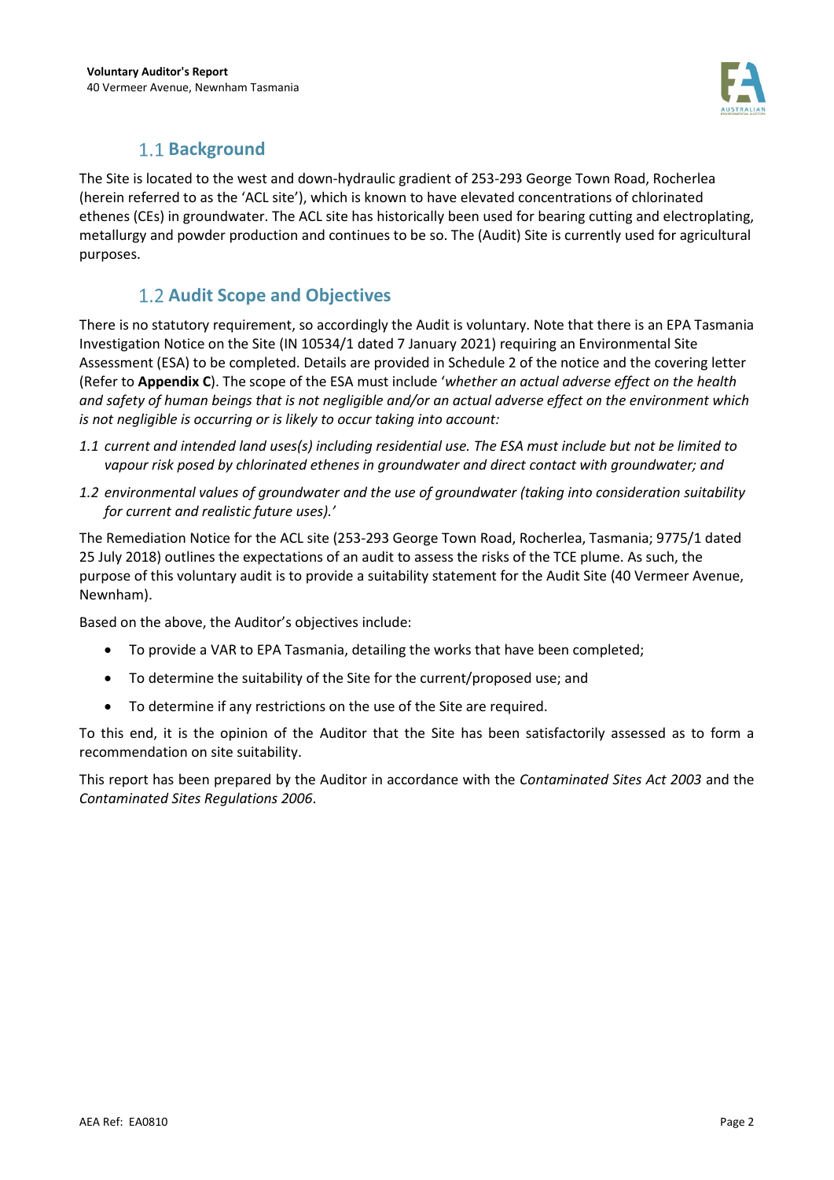## 1.1 Background

The Site is located to the west and down-hydraulic gradient of 253-293 George Town Road, Rocherlea (herein referred to as the 'ACL site'), which is known to have elevated concentrations of chlorinated ethenes (CEs) in groundwater. The ACL site has historically been used for bearing cutting and electroplating, metallurgy and powder production and continues to be so. The (Audit) Site is currently used for agricultural purposes.

## 1.2 Audit Scope and Objectives

There is no statutory requirement, so accordingly the Audit is voluntary. Note that there is an EPA Tasmania Investigation Notice on the Site (IN 10534/1 dated 7 January 2021) requiring an Environmental Site Assessment (ESA) to be completed. Details are provided in Schedule 2 of the notice and the covering letter (Refer to **Appendix C**). The scope of the ESA must include '*whether an actual adverse effect on the health and safety of human beings that is not negligible and/or an actual adverse effect on the environment which is not negligible is occurring or is likely to occur taking into account:*

*1.1 current and intended land uses(s) including residential use. The ESA must include but not be limited to vapour risk posed by chlorinated ethenes in groundwater and direct contact with groundwater; and*

*1.2 environmental values of groundwater and the use of groundwater (taking into consideration suitability for current and realistic future uses).'*

The Remediation Notice for the ACL site (253-293 George Town Road, Rocherlea, Tasmania; 9775/1 dated 25 July 2018) outlines the expectations of an audit to assess the risks of the TCE plume. As such, the purpose of this voluntary audit is to provide a suitability statement for the Audit Site (40 Vermeer Avenue, Newnham).

Based on the above, the Auditor's objectives include:

- To provide a VAR to EPA Tasmania, detailing the works that have been completed;
- To determine the suitability of the Site for the current/proposed use; and
- To determine if any restrictions on the use of the Site are required.

To this end, it is the opinion of the Auditor that the Site has been satisfactorily assessed as to form a recommendation on site suitability.

This report has been prepared by the Auditor in accordance with the *Contaminated Sites Act 2003* and the *Contaminated Sites Regulations 2006*.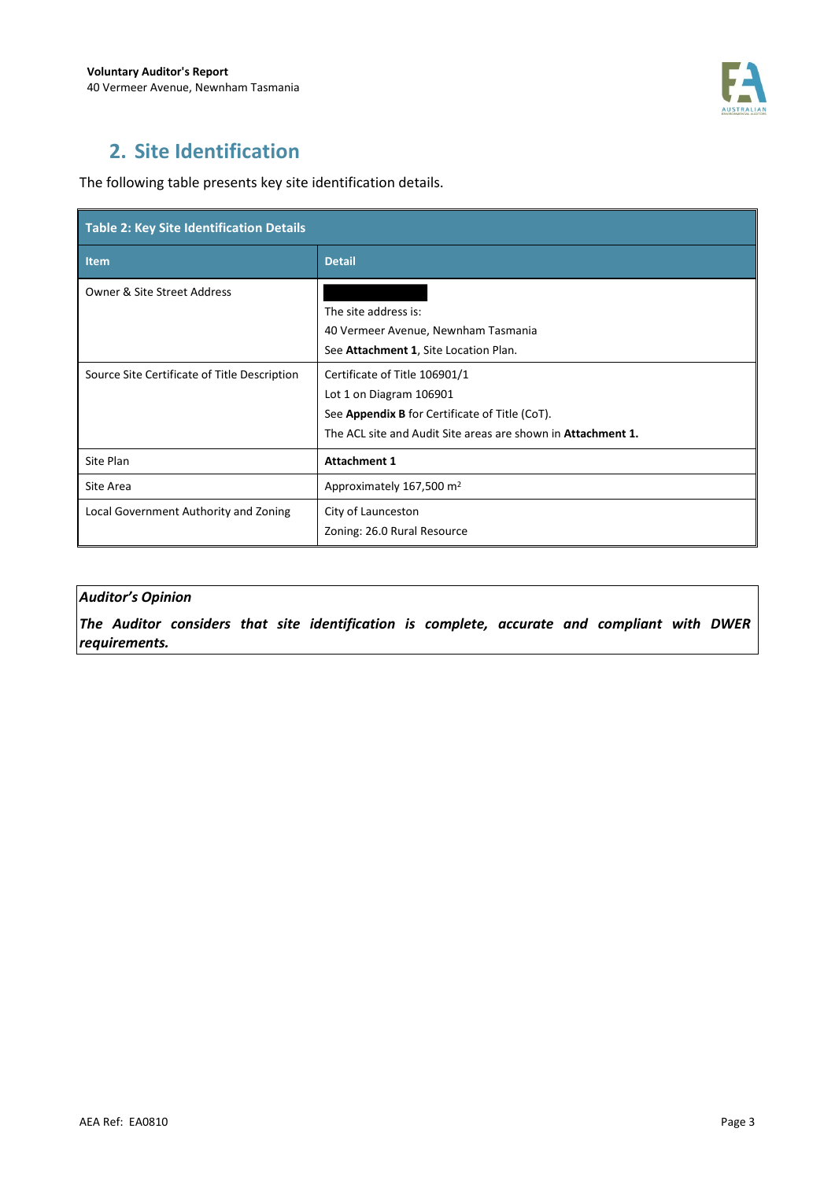## 2. Site Identification

The following table presents key site identification details.

| Table 2: Key Site Identification Details | |
|---|---|
| **Item** | **Detail** |
| Owner & Site Street Address | The site address is:<br>40 Vermeer Avenue, Newnham Tasmania<br>See **Attachment 1**, Site Location Plan. |
| Source Site Certificate of Title Description | Certificate of Title 106901/1<br>Lot 1 on Diagram 106901<br>See **Appendix B** for Certificate of Title (CoT).<br>The ACL site and Audit Site areas are shown in **Attachment 1.** |
| Site Plan | **Attachment 1** |
| Site Area | Approximately 167,500 m$^2$ |
| Local Government Authority and Zoning | City of Launceston<br>Zoning: 26.0 Rural Resource |

***Auditor's Opinion***

***The Auditor considers that site identification is complete, accurate and compliant with DWER requirements.***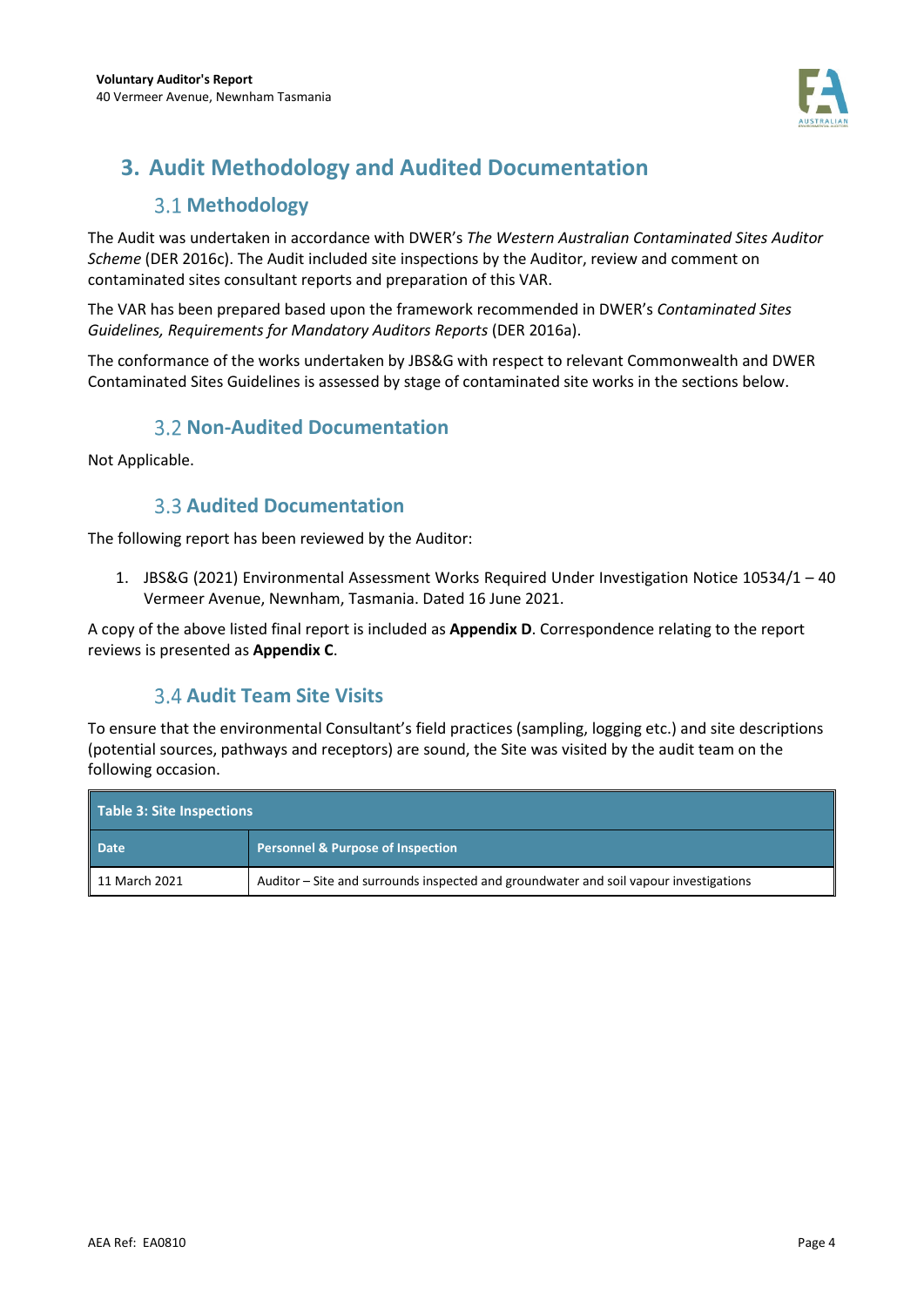# 3. Audit Methodology and Audited Documentation

## 3.1 Methodology

The Audit was undertaken in accordance with DWER's *The Western Australian Contaminated Sites Auditor Scheme* (DER 2016c). The Audit included site inspections by the Auditor, review and comment on contaminated sites consultant reports and preparation of this VAR.

The VAR has been prepared based upon the framework recommended in DWER's *Contaminated Sites Guidelines, Requirements for Mandatory Auditors Reports* (DER 2016a).

The conformance of the works undertaken by JBS&G with respect to relevant Commonwealth and DWER Contaminated Sites Guidelines is assessed by stage of contaminated site works in the sections below.

## 3.2 Non-Audited Documentation

Not Applicable.

## 3.3 Audited Documentation

The following report has been reviewed by the Auditor:

1. JBS&G (2021) Environmental Assessment Works Required Under Investigation Notice 10534/1 – 40 Vermeer Avenue, Newnham, Tasmania. Dated 16 June 2021.

A copy of the above listed final report is included as **Appendix D**. Correspondence relating to the report reviews is presented as **Appendix C**.

## 3.4 Audit Team Site Visits

To ensure that the environmental Consultant's field practices (sampling, logging etc.) and site descriptions (potential sources, pathways and receptors) are sound, the Site was visited by the audit team on the following occasion.

| Table 3: Site Inspections | |
|---|---|
| **Date** | **Personnel & Purpose of Inspection** |
| 11 March 2021 | Auditor – Site and surrounds inspected and groundwater and soil vapour investigations |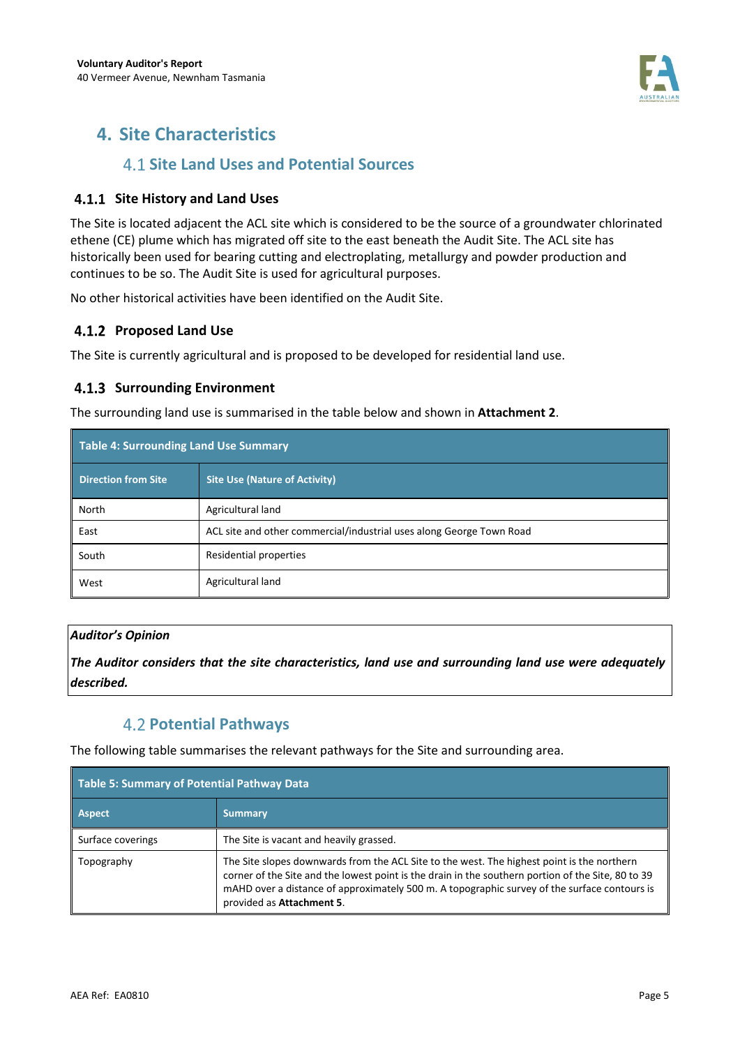# 4. Site Characteristics

## 4.1 Site Land Uses and Potential Sources

### 4.1.1 Site History and Land Uses

The Site is located adjacent the ACL site which is considered to be the source of a groundwater chlorinated ethene (CE) plume which has migrated off site to the east beneath the Audit Site. The ACL site has historically been used for bearing cutting and electroplating, metallurgy and powder production and continues to be so. The Audit Site is used for agricultural purposes.

No other historical activities have been identified on the Audit Site.

### 4.1.2 Proposed Land Use

The Site is currently agricultural and is proposed to be developed for residential land use.

### 4.1.3 Surrounding Environment

The surrounding land use is summarised in the table below and shown in **Attachment 2**.

**Table 4: Surrounding Land Use Summary**

| Direction from Site | Site Use (Nature of Activity) |
|---|---|
| North | Agricultural land |
| East | ACL site and other commercial/industrial uses along George Town Road |
| South | Residential properties |
| West | Agricultural land |

***Auditor's Opinion***

***The Auditor considers that the site characteristics, land use and surrounding land use were adequately described.***

## 4.2 Potential Pathways

The following table summarises the relevant pathways for the Site and surrounding area.

**Table 5: Summary of Potential Pathway Data**

| Aspect | Summary |
|---|---|
| Surface coverings | The Site is vacant and heavily grassed. |
| Topography | The Site slopes downwards from the ACL Site to the west. The highest point is the northern corner of the Site and the lowest point is the drain in the southern portion of the Site, 80 to 39 mAHD over a distance of approximately 500 m. A topographic survey of the surface contours is provided as **Attachment 5**. |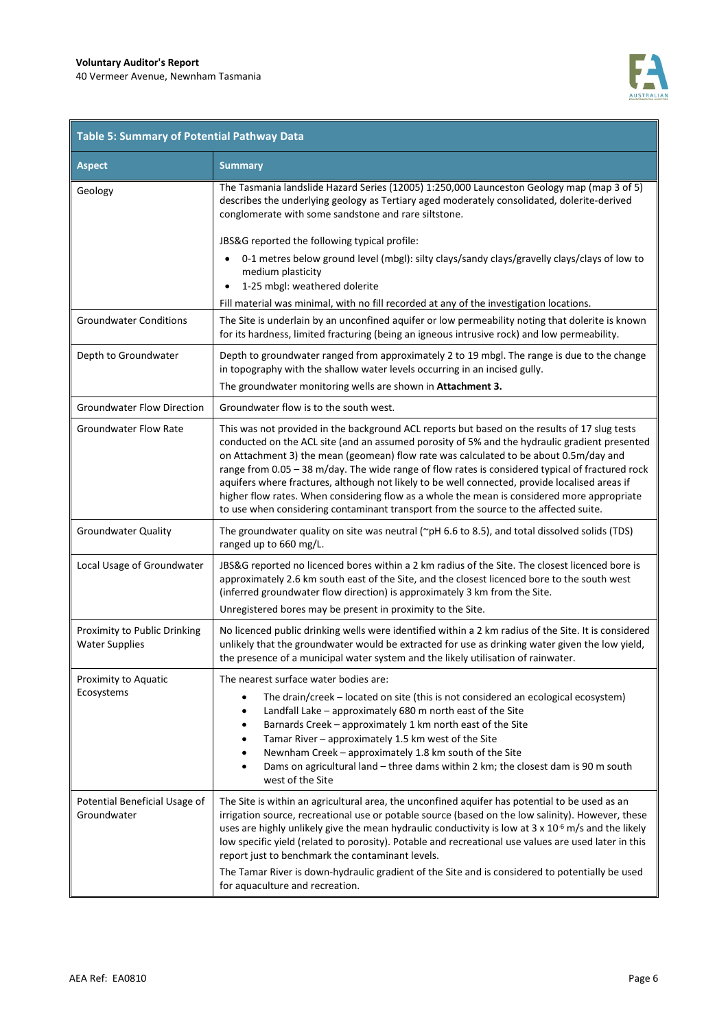| Table 5: Summary of Potential Pathway Data | |
|---|---|
| **Aspect** | **Summary** |
| Geology | The Tasmania landslide Hazard Series (12005) 1:250,000 Launceston Geology map (map 3 of 5) describes the underlying geology as Tertiary aged moderately consolidated, dolerite-derived conglomerate with some sandstone and rare siltstone.<br><br>JBS&G reported the following typical profile:<br>• 0-1 metres below ground level (mbgl): silty clays/sandy clays/gravelly clays/clays of low to medium plasticity<br>• 1-25 mbgl: weathered dolerite<br><br>Fill material was minimal, with no fill recorded at any of the investigation locations. |
| Groundwater Conditions | The Site is underlain by an unconfined aquifer or low permeability noting that dolerite is known for its hardness, limited fracturing (being an igneous intrusive rock) and low permeability. |
| Depth to Groundwater | Depth to groundwater ranged from approximately 2 to 19 mbgl. The range is due to the change in topography with the shallow water levels occurring in an incised gully.<br><br>The groundwater monitoring wells are shown in **Attachment 3.** |
| Groundwater Flow Direction | Groundwater flow is to the south west. |
| Groundwater Flow Rate | This was not provided in the background ACL reports but based on the results of 17 slug tests conducted on the ACL site (and an assumed porosity of 5% and the hydraulic gradient presented on Attachment 3) the mean (geomean) flow rate was calculated to be about 0.5m/day and range from 0.05 – 38 m/day. The wide range of flow rates is considered typical of fractured rock aquifers where fractures, although not likely to be well connected, provide localised areas if higher flow rates. When considering flow as a whole the mean is considered more appropriate to use when considering contaminant transport from the source to the affected suite. |
| Groundwater Quality | The groundwater quality on site was neutral (~pH 6.6 to 8.5), and total dissolved solids (TDS) ranged up to 660 mg/L. |
| Local Usage of Groundwater | JBS&G reported no licenced bores within a 2 km radius of the Site. The closest licenced bore is approximately 2.6 km south east of the Site, and the closest licenced bore to the south west (inferred groundwater flow direction) is approximately 3 km from the Site.<br><br>Unregistered bores may be present in proximity to the Site. |
| Proximity to Public Drinking Water Supplies | No licenced public drinking wells were identified within a 2 km radius of the Site. It is considered unlikely that the groundwater would be extracted for use as drinking water given the low yield, the presence of a municipal water system and the likely utilisation of rainwater. |
| Proximity to Aquatic Ecosystems | The nearest surface water bodies are:<br>• The drain/creek – located on site (this is not considered an ecological ecosystem)<br>• Landfall Lake – approximately 680 m north east of the Site<br>• Barnards Creek – approximately 1 km north east of the Site<br>• Tamar River – approximately 1.5 km west of the Site<br>• Newnham Creek – approximately 1.8 km south of the Site<br>• Dams on agricultural land – three dams within 2 km; the closest dam is 90 m south west of the Site |
| Potential Beneficial Usage of Groundwater | The Site is within an agricultural area, the unconfined aquifer has potential to be used as an irrigation source, recreational use or potable source (based on the low salinity). However, these uses are highly unlikely give the mean hydraulic conductivity is low at $3 \times 10^{-6}$ m/s and the likely low specific yield (related to porosity). Potable and recreational use values are used later in this report just to benchmark the contaminant levels.<br><br>The Tamar River is down-hydraulic gradient of the Site and is considered to potentially be used for aquaculture and recreation. |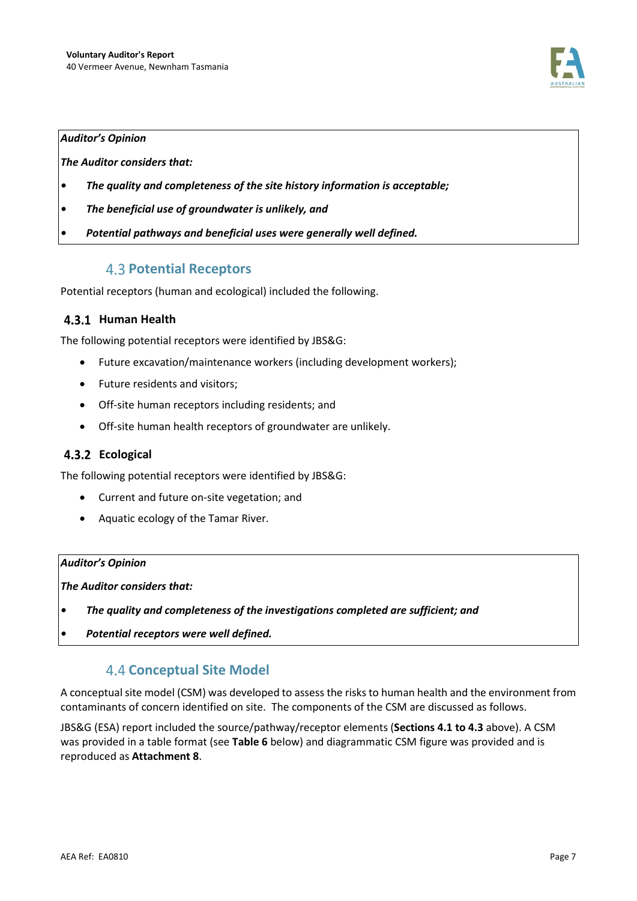> ***Auditor's Opinion***
>
> ***The Auditor considers that:***
>
> - ***The quality and completeness of the site history information is acceptable;***
> - ***The beneficial use of groundwater is unlikely, and***
> - ***Potential pathways and beneficial uses were generally well defined.***

## 4.3 Potential Receptors

Potential receptors (human and ecological) included the following.

### 4.3.1 Human Health

The following potential receptors were identified by JBS&G:

- Future excavation/maintenance workers (including development workers);
- Future residents and visitors;
- Off-site human receptors including residents; and
- Off-site human health receptors of groundwater are unlikely.

### 4.3.2 Ecological

The following potential receptors were identified by JBS&G:

- Current and future on-site vegetation; and
- Aquatic ecology of the Tamar River.

> ***Auditor's Opinion***
>
> ***The Auditor considers that:***
>
> - ***The quality and completeness of the investigations completed are sufficient; and***
> - ***Potential receptors were well defined.***

## 4.4 Conceptual Site Model

A conceptual site model (CSM) was developed to assess the risks to human health and the environment from contaminants of concern identified on site. The components of the CSM are discussed as follows.

JBS&G (ESA) report included the source/pathway/receptor elements (**Sections 4.1 to 4.3** above). A CSM was provided in a table format (see **Table 6** below) and diagrammatic CSM figure was provided and is reproduced as **Attachment 8**.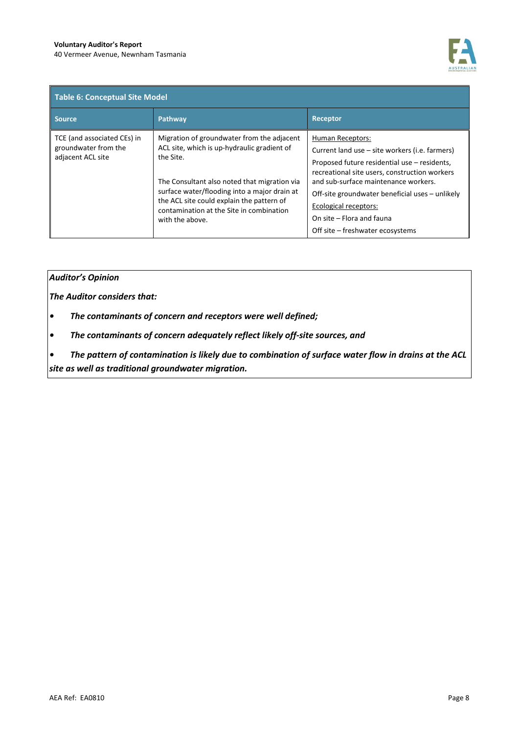| Table 6: Conceptual Site Model | | |
|---|---|---|
| **Source** | **Pathway** | **Receptor** |
| TCE (and associated CEs) in groundwater from the adjacent ACL site | Migration of groundwater from the adjacent ACL site, which is up-hydraulic gradient of the Site.<br><br>The Consultant also noted that migration via surface water/flooding into a major drain at the ACL site could explain the pattern of contamination at the Site in combination with the above. | Human Receptors:<br>Current land use – site workers (i.e. farmers)<br>Proposed future residential use – residents, recreational site users, construction workers and sub-surface maintenance workers.<br>Off-site groundwater beneficial uses – unlikely<br>Ecological receptors:<br>On site – Flora and fauna<br>Off site – freshwater ecosystems |

***Auditor's Opinion***

***The Auditor considers that:***

- ***The contaminants of concern and receptors were well defined;***
- ***The contaminants of concern adequately reflect likely off-site sources, and***
- ***The pattern of contamination is likely due to combination of surface water flow in drains at the ACL site as well as traditional groundwater migration.***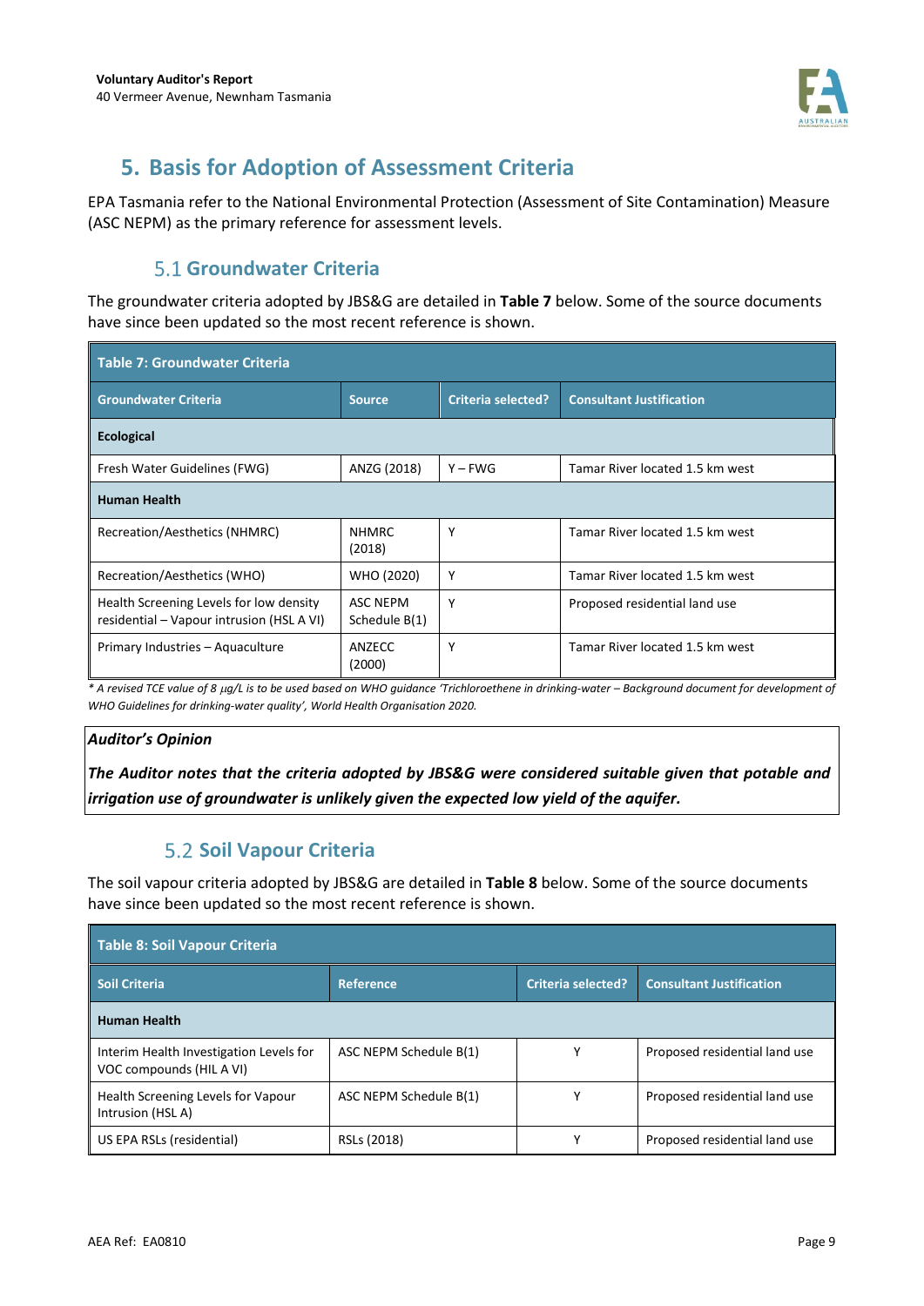# 5. Basis for Adoption of Assessment Criteria

EPA Tasmania refer to the National Environmental Protection (Assessment of Site Contamination) Measure (ASC NEPM) as the primary reference for assessment levels.

## 5.1 Groundwater Criteria

The groundwater criteria adopted by JBS&G are detailed in **Table 7** below. Some of the source documents have since been updated so the most recent reference is shown.

**Table 7: Groundwater Criteria**

| Groundwater Criteria | Source | Criteria selected? | Consultant Justification |
|---|---|---|---|
| **Ecological** | | | |
| Fresh Water Guidelines (FWG) | ANZG (2018) | Y – FWG | Tamar River located 1.5 km west |
| **Human Health** | | | |
| Recreation/Aesthetics (NHMRC) | NHMRC (2018) | Y | Tamar River located 1.5 km west |
| Recreation/Aesthetics (WHO) | WHO (2020) | Y | Tamar River located 1.5 km west |
| Health Screening Levels for low density residential – Vapour intrusion (HSL A VI) | ASC NEPM Schedule B(1) | Y | Proposed residential land use |
| Primary Industries – Aquaculture | ANZECC (2000) | Y | Tamar River located 1.5 km west |

*\* A revised TCE value of 8 µg/L is to be used based on WHO guidance 'Trichloroethene in drinking-water – Background document for development of WHO Guidelines for drinking-water quality', World Health Organisation 2020.*

***Auditor's Opinion***

***The Auditor notes that the criteria adopted by JBS&G were considered suitable given that potable and irrigation use of groundwater is unlikely given the expected low yield of the aquifer.***

## 5.2 Soil Vapour Criteria

The soil vapour criteria adopted by JBS&G are detailed in **Table 8** below. Some of the source documents have since been updated so the most recent reference is shown.

**Table 8: Soil Vapour Criteria**

| Soil Criteria | Reference | Criteria selected? | Consultant Justification |
|---|---|---|---|
| **Human Health** | | | |
| Interim Health Investigation Levels for VOC compounds (HIL A VI) | ASC NEPM Schedule B(1) | Y | Proposed residential land use |
| Health Screening Levels for Vapour Intrusion (HSL A) | ASC NEPM Schedule B(1) | Y | Proposed residential land use |
| US EPA RSLs (residential) | RSLs (2018) | Y | Proposed residential land use |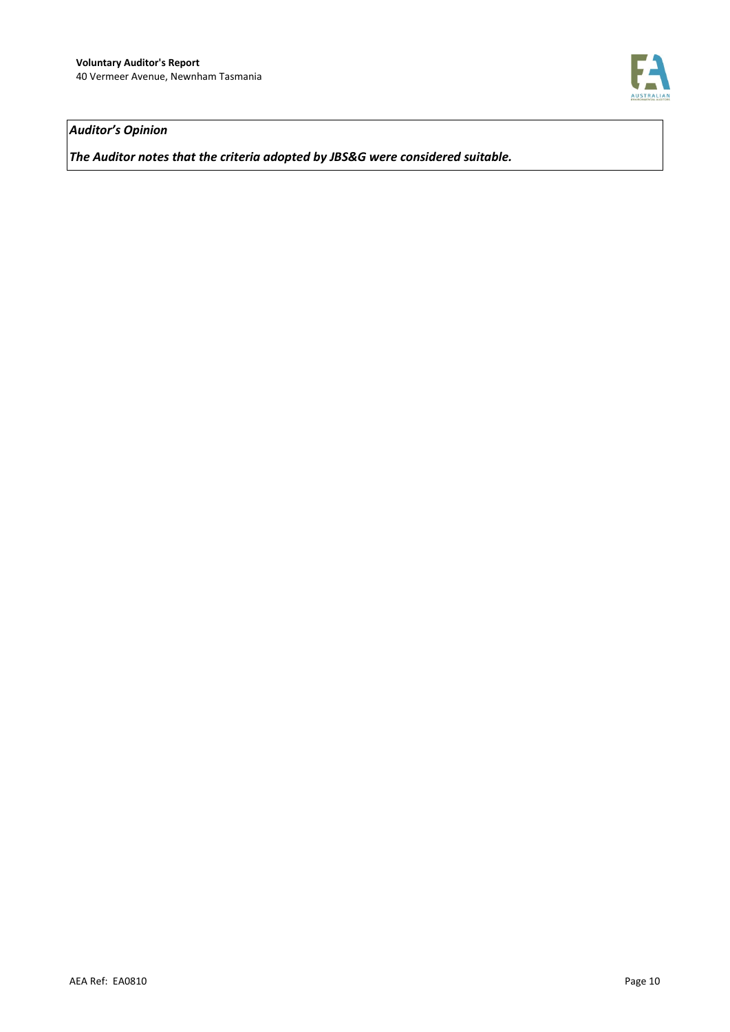***Auditor's Opinion***

***The Auditor notes that the criteria adopted by JBS&G were considered suitable.***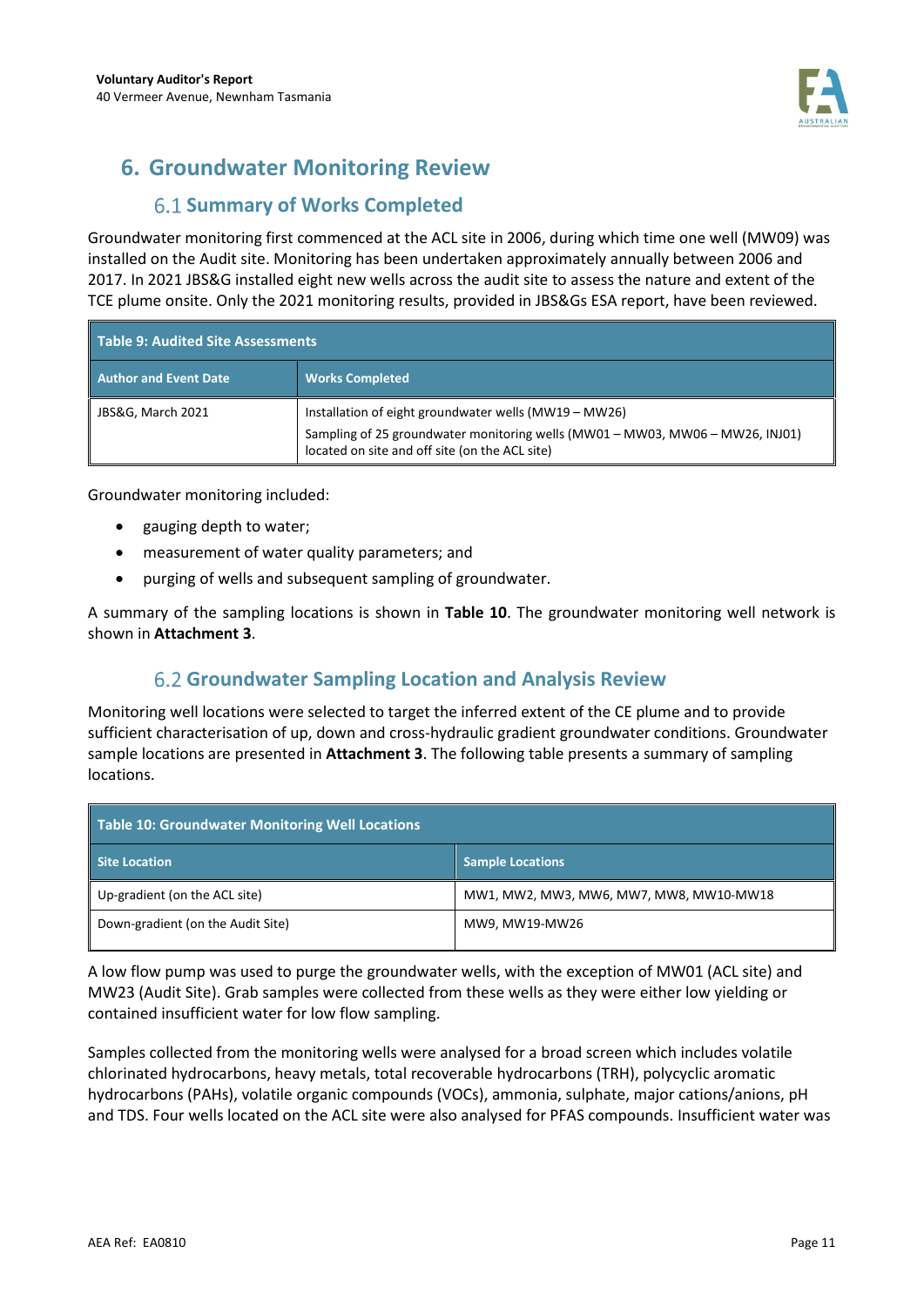# 6. Groundwater Monitoring Review

## 6.1 Summary of Works Completed

Groundwater monitoring first commenced at the ACL site in 2006, during which time one well (MW09) was installed on the Audit site. Monitoring has been undertaken approximately annually between 2006 and 2017. In 2021 JBS&G installed eight new wells across the audit site to assess the nature and extent of the TCE plume onsite. Only the 2021 monitoring results, provided in JBS&Gs ESA report, have been reviewed.

| Table 9: Audited Site Assessments | |
|---|---|
| **Author and Event Date** | **Works Completed** |
| JBS&G, March 2021 | Installation of eight groundwater wells (MW19 – MW26)<br>Sampling of 25 groundwater monitoring wells (MW01 – MW03, MW06 – MW26, INJ01) located on site and off site (on the ACL site) |

Groundwater monitoring included:

- gauging depth to water;
- measurement of water quality parameters; and
- purging of wells and subsequent sampling of groundwater.

A summary of the sampling locations is shown in **Table 10**. The groundwater monitoring well network is shown in **Attachment 3**.

## 6.2 Groundwater Sampling Location and Analysis Review

Monitoring well locations were selected to target the inferred extent of the CE plume and to provide sufficient characterisation of up, down and cross-hydraulic gradient groundwater conditions. Groundwater sample locations are presented in **Attachment 3**. The following table presents a summary of sampling locations.

| Table 10: Groundwater Monitoring Well Locations | |
|---|---|
| **Site Location** | **Sample Locations** |
| Up-gradient (on the ACL site) | MW1, MW2, MW3, MW6, MW7, MW8, MW10-MW18 |
| Down-gradient (on the Audit Site) | MW9, MW19-MW26 |

A low flow pump was used to purge the groundwater wells, with the exception of MW01 (ACL site) and MW23 (Audit Site). Grab samples were collected from these wells as they were either low yielding or contained insufficient water for low flow sampling.

Samples collected from the monitoring wells were analysed for a broad screen which includes volatile chlorinated hydrocarbons, heavy metals, total recoverable hydrocarbons (TRH), polycyclic aromatic hydrocarbons (PAHs), volatile organic compounds (VOCs), ammonia, sulphate, major cations/anions, pH and TDS. Four wells located on the ACL site were also analysed for PFAS compounds. Insufficient water was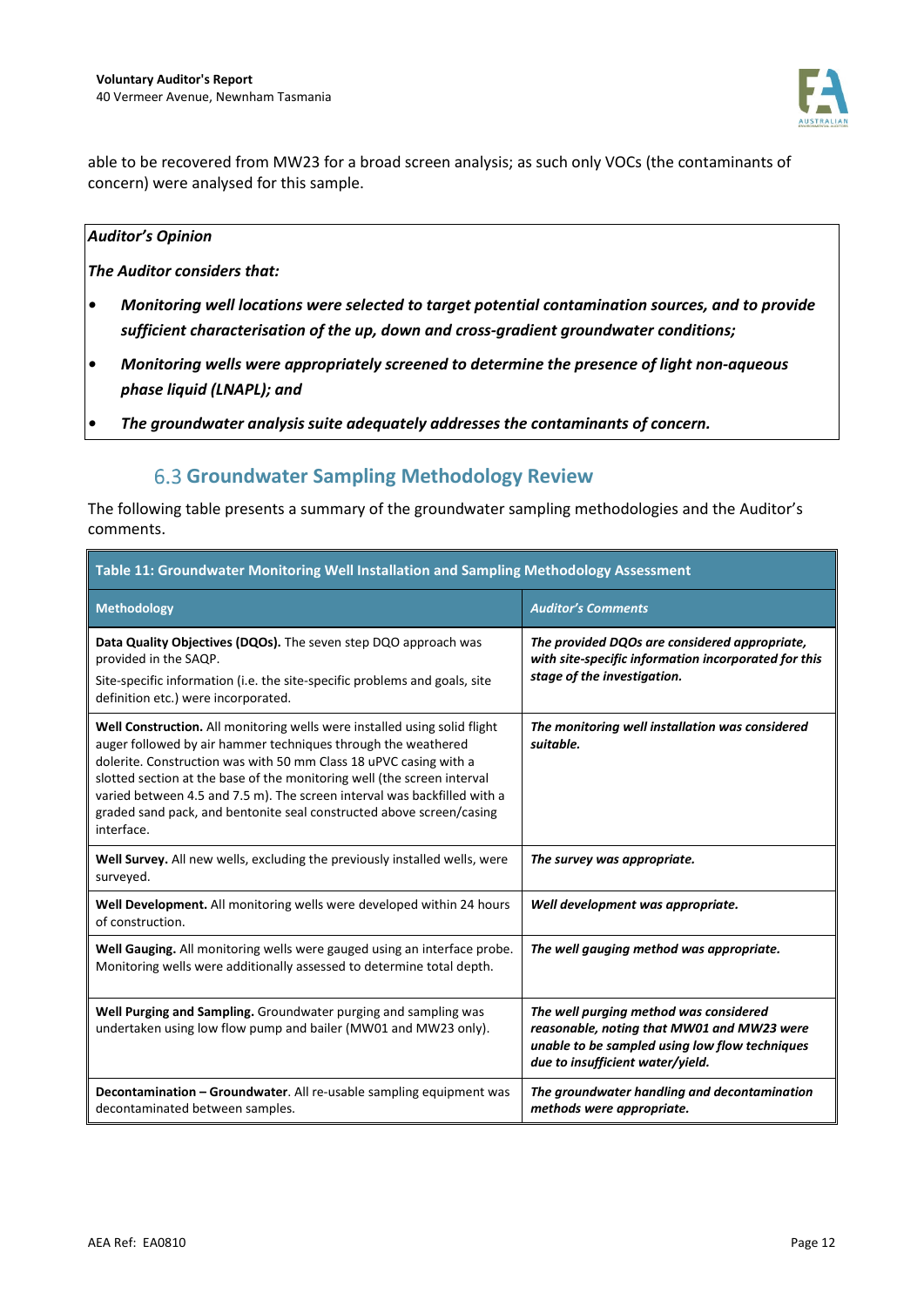able to be recovered from MW23 for a broad screen analysis; as such only VOCs (the contaminants of concern) were analysed for this sample.

> ***Auditor's Opinion***
>
> ***The Auditor considers that:***
>
> - ***Monitoring well locations were selected to target potential contamination sources, and to provide sufficient characterisation of the up, down and cross-gradient groundwater conditions;***
> - ***Monitoring wells were appropriately screened to determine the presence of light non-aqueous phase liquid (LNAPL); and***
> - ***The groundwater analysis suite adequately addresses the contaminants of concern.***

## 6.3 Groundwater Sampling Methodology Review

The following table presents a summary of the groundwater sampling methodologies and the Auditor's comments.

**Table 11: Groundwater Monitoring Well Installation and Sampling Methodology Assessment**

| Methodology | *Auditor's Comments* |
|---|---|
| **Data Quality Objectives (DQOs).** The seven step DQO approach was provided in the SAQP. Site-specific information (i.e. the site-specific problems and goals, site definition etc.) were incorporated. | ***The provided DQOs are considered appropriate, with site-specific information incorporated for this stage of the investigation.*** |
| **Well Construction.** All monitoring wells were installed using solid flight auger followed by air hammer techniques through the weathered dolerite. Construction was with 50 mm Class 18 uPVC casing with a slotted section at the base of the monitoring well (the screen interval varied between 4.5 and 7.5 m). The screen interval was backfilled with a graded sand pack, and bentonite seal constructed above screen/casing interface. | ***The monitoring well installation was considered suitable.*** |
| **Well Survey.** All new wells, excluding the previously installed wells, were surveyed. | ***The survey was appropriate.*** |
| **Well Development.** All monitoring wells were developed within 24 hours of construction. | ***Well development was appropriate.*** |
| **Well Gauging.** All monitoring wells were gauged using an interface probe. Monitoring wells were additionally assessed to determine total depth. | ***The well gauging method was appropriate.*** |
| **Well Purging and Sampling.** Groundwater purging and sampling was undertaken using low flow pump and bailer (MW01 and MW23 only). | ***The well purging method was considered reasonable, noting that MW01 and MW23 were unable to be sampled using low flow techniques due to insufficient water/yield.*** |
| **Decontamination – Groundwater**. All re-usable sampling equipment was decontaminated between samples. | ***The groundwater handling and decontamination methods were appropriate.*** |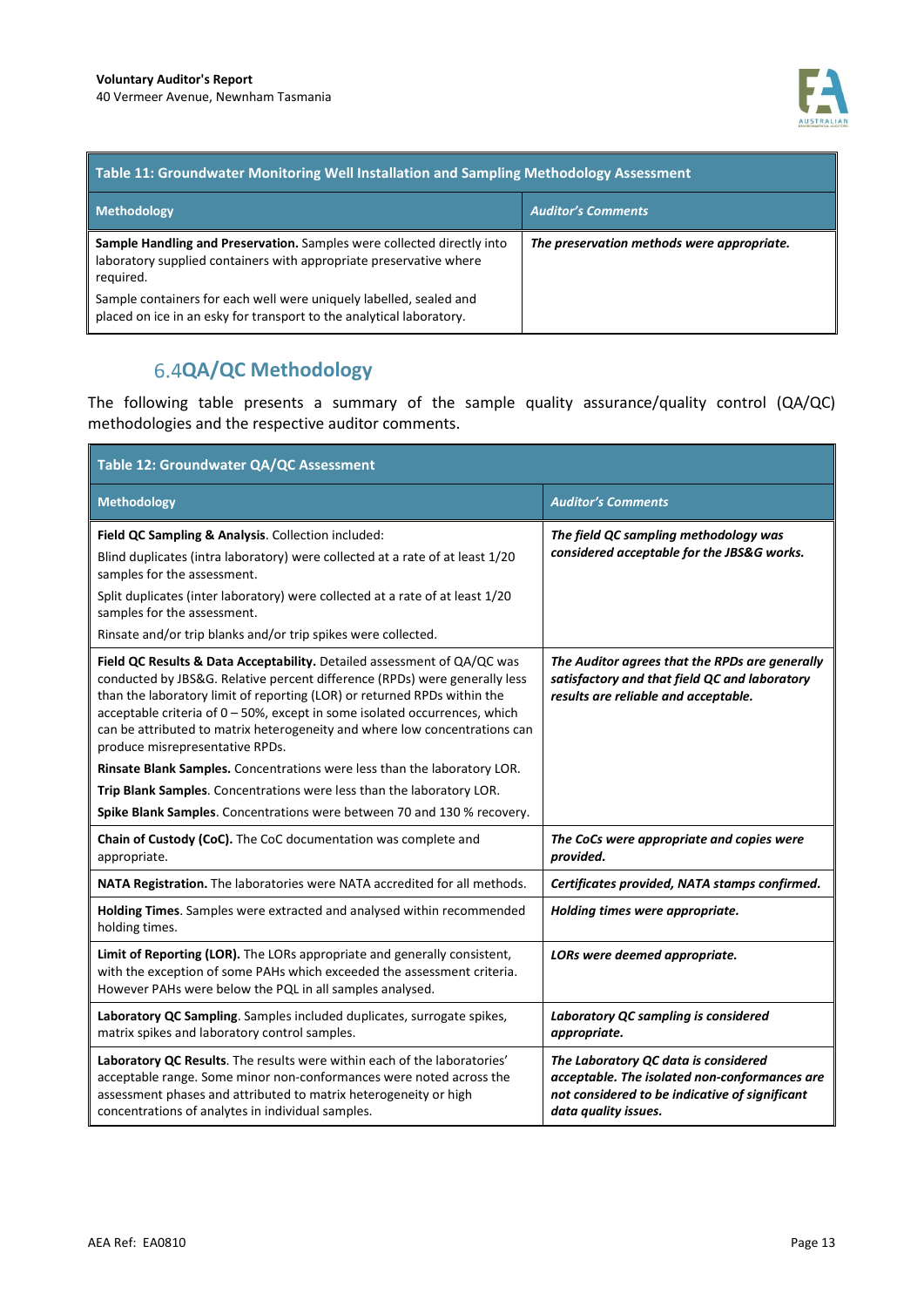| Table 11: Groundwater Monitoring Well Installation and Sampling Methodology Assessment | |
|---|---|
| **Methodology** | ***Auditor's Comments*** |
| **Sample Handling and Preservation.** Samples were collected directly into laboratory supplied containers with appropriate preservative where required. Sample containers for each well were uniquely labelled, sealed and placed on ice in an esky for transport to the analytical laboratory. | ***The preservation methods were appropriate.*** |

## 6.4 QA/QC Methodology

The following table presents a summary of the sample quality assurance/quality control (QA/QC) methodologies and the respective auditor comments.

| Table 12: Groundwater QA/QC Assessment | |
|---|---|
| **Methodology** | ***Auditor's Comments*** |
| **Field QC Sampling & Analysis**. Collection included: Blind duplicates (intra laboratory) were collected at a rate of at least 1/20 samples for the assessment. Split duplicates (inter laboratory) were collected at a rate of at least 1/20 samples for the assessment. Rinsate and/or trip blanks and/or trip spikes were collected. | ***The field QC sampling methodology was considered acceptable for the JBS&G works.*** |
| **Field QC Results & Data Acceptability.** Detailed assessment of QA/QC was conducted by JBS&G. Relative percent difference (RPDs) were generally less than the laboratory limit of reporting (LOR) or returned RPDs within the acceptable criteria of 0 – 50%, except in some isolated occurrences, which can be attributed to matrix heterogeneity and where low concentrations can produce misrepresentative RPDs. **Rinsate Blank Samples.** Concentrations were less than the laboratory LOR. **Trip Blank Samples**. Concentrations were less than the laboratory LOR. **Spike Blank Samples**. Concentrations were between 70 and 130 % recovery. | ***The Auditor agrees that the RPDs are generally satisfactory and that field QC and laboratory results are reliable and acceptable.*** |
| **Chain of Custody (CoC).** The CoC documentation was complete and appropriate. | ***The CoCs were appropriate and copies were provided.*** |
| **NATA Registration.** The laboratories were NATA accredited for all methods. | ***Certificates provided, NATA stamps confirmed.*** |
| **Holding Times**. Samples were extracted and analysed within recommended holding times. | ***Holding times were appropriate.*** |
| **Limit of Reporting (LOR).** The LORs appropriate and generally consistent, with the exception of some PAHs which exceeded the assessment criteria. However PAHs were below the PQL in all samples analysed. | ***LORs were deemed appropriate.*** |
| **Laboratory QC Sampling**. Samples included duplicates, surrogate spikes, matrix spikes and laboratory control samples. | ***Laboratory QC sampling is considered appropriate.*** |
| **Laboratory QC Results**. The results were within each of the laboratories' acceptable range. Some minor non-conformances were noted across the assessment phases and attributed to matrix heterogeneity or high concentrations of analytes in individual samples. | ***The Laboratory QC data is considered acceptable. The isolated non-conformances are not considered to be indicative of significant data quality issues.*** |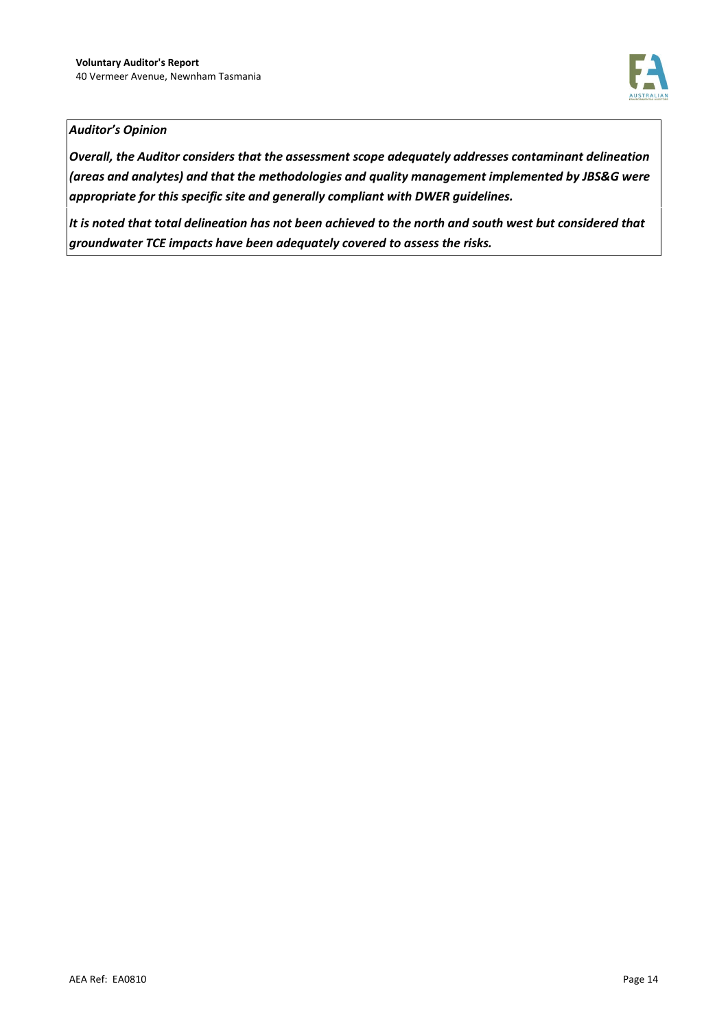***Auditor's Opinion***

***Overall, the Auditor considers that the assessment scope adequately addresses contaminant delineation (areas and analytes) and that the methodologies and quality management implemented by JBS&G were appropriate for this specific site and generally compliant with DWER guidelines.***

***It is noted that total delineation has not been achieved to the north and south west but considered that groundwater TCE impacts have been adequately covered to assess the risks.***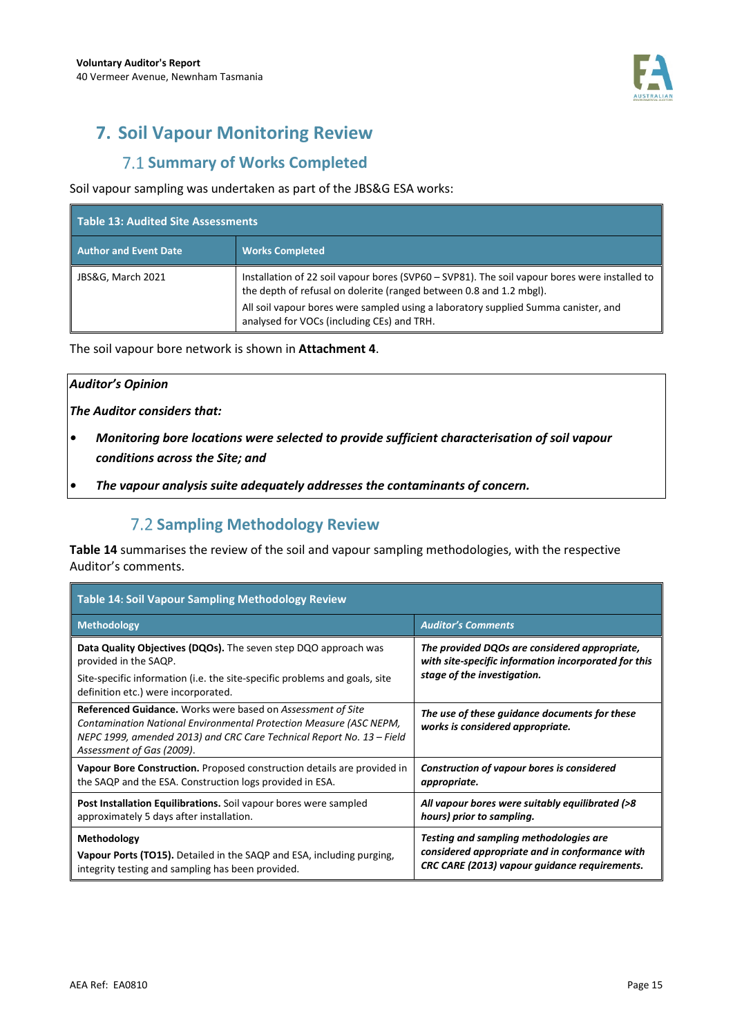# 7. Soil Vapour Monitoring Review

## 7.1 Summary of Works Completed

Soil vapour sampling was undertaken as part of the JBS&G ESA works:

| Table 13: Audited Site Assessments | |
|---|---|
| **Author and Event Date** | **Works Completed** |
| JBS&G, March 2021 | Installation of 22 soil vapour bores (SVP60 – SVP81). The soil vapour bores were installed to the depth of refusal on dolerite (ranged between 0.8 and 1.2 mbgl).<br>All soil vapour bores were sampled using a laboratory supplied Summa canister, and analysed for VOCs (including CEs) and TRH. |

The soil vapour bore network is shown in **Attachment 4**.

> ***Auditor's Opinion***
>
> ***The Auditor considers that:***
>
> - ***Monitoring bore locations were selected to provide sufficient characterisation of soil vapour conditions across the Site; and***
> - ***The vapour analysis suite adequately addresses the contaminants of concern.***

## 7.2 Sampling Methodology Review

**Table 14** summarises the review of the soil and vapour sampling methodologies, with the respective Auditor's comments.

| Table 14: Soil Vapour Sampling Methodology Review | |
|---|---|
| **Methodology** | ***Auditor's Comments*** |
| **Data Quality Objectives (DQOs).** The seven step DQO approach was provided in the SAQP.<br>Site-specific information (i.e. the site-specific problems and goals, site definition etc.) were incorporated. | ***The provided DQOs are considered appropriate, with site-specific information incorporated for this stage of the investigation.*** |
| **Referenced Guidance.** Works were based on *Assessment of Site Contamination National Environmental Protection Measure (ASC NEPM, NEPC 1999, amended 2013) and CRC Care Technical Report No. 13 – Field Assessment of Gas (2009)*. | ***The use of these guidance documents for these works is considered appropriate.*** |
| **Vapour Bore Construction.** Proposed construction details are provided in the SAQP and the ESA. Construction logs provided in ESA. | ***Construction of vapour bores is considered appropriate.*** |
| **Post Installation Equilibrations.** Soil vapour bores were sampled approximately 5 days after installation. | ***All vapour bores were suitably equilibrated (>8 hours) prior to sampling.*** |
| **Methodology**<br>**Vapour Ports (TO15).** Detailed in the SAQP and ESA, including purging, integrity testing and sampling has been provided. | ***Testing and sampling methodologies are considered appropriate and in conformance with CRC CARE (2013) vapour guidance requirements.*** |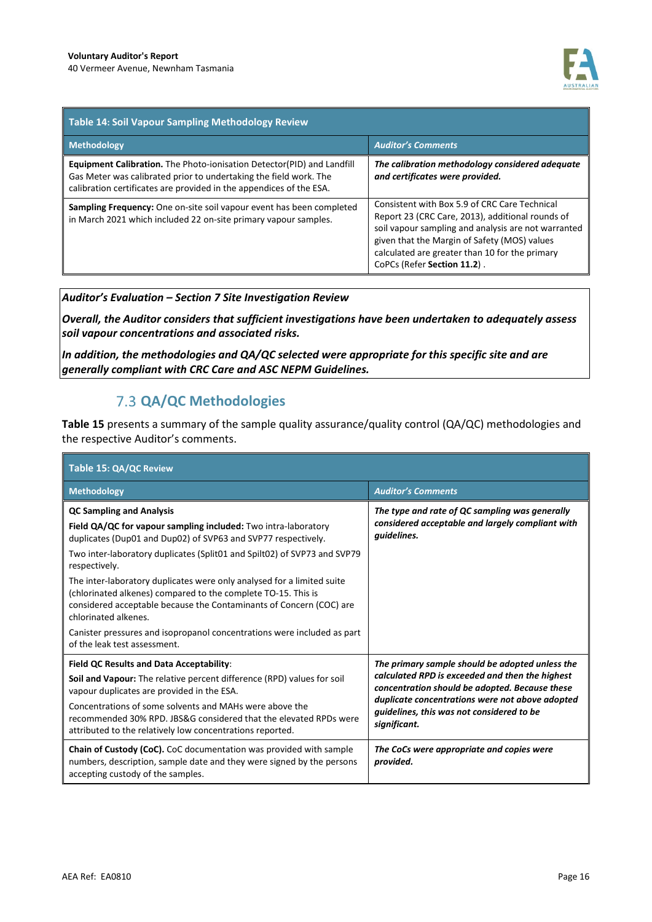| Table 14: Soil Vapour Sampling Methodology Review | |
|---|---|
| **Methodology** | ***Auditor's Comments*** |
| **Equipment Calibration.** The Photo-ionisation Detector(PID) and Landfill Gas Meter was calibrated prior to undertaking the field work. The calibration certificates are provided in the appendices of the ESA. | ***The calibration methodology considered adequate and certificates were provided.*** |
| **Sampling Frequency:** One on-site soil vapour event has been completed in March 2021 which included 22 on-site primary vapour samples. | Consistent with Box 5.9 of CRC Care Technical Report 23 (CRC Care, 2013), additional rounds of soil vapour sampling and analysis are not warranted given that the Margin of Safety (MOS) values calculated are greater than 10 for the primary CoPCs (Refer **Section 11.2**) . |

***Auditor's Evaluation – Section 7 Site Investigation Review***

***Overall, the Auditor considers that sufficient investigations have been undertaken to adequately assess soil vapour concentrations and associated risks.***

***In addition, the methodologies and QA/QC selected were appropriate for this specific site and are generally compliant with CRC Care and ASC NEPM Guidelines.***

## 7.3 QA/QC Methodologies

**Table 15** presents a summary of the sample quality assurance/quality control (QA/QC) methodologies and the respective Auditor's comments.

| Table 15: QA/QC Review | |
|---|---|
| **Methodology** | ***Auditor's Comments*** |
| **QC Sampling and Analysis**<br>**Field QA/QC for vapour sampling included:** Two intra-laboratory duplicates (Dup01 and Dup02) of SVP63 and SVP77 respectively.<br>Two inter-laboratory duplicates (Split01 and Spilt02) of SVP73 and SVP79 respectively.<br>The inter-laboratory duplicates were only analysed for a limited suite (chlorinated alkenes) compared to the complete TO-15. This is considered acceptable because the Contaminants of Concern (COC) are chlorinated alkenes.<br>Canister pressures and isopropanol concentrations were included as part of the leak test assessment. | ***The type and rate of QC sampling was generally considered acceptable and largely compliant with guidelines.*** |
| **Field QC Results and Data Acceptability**:<br>**Soil and Vapour:** The relative percent difference (RPD) values for soil vapour duplicates are provided in the ESA.<br>Concentrations of some solvents and MAHs were above the recommended 30% RPD. JBS&G considered that the elevated RPDs were attributed to the relatively low concentrations reported. | ***The primary sample should be adopted unless the calculated RPD is exceeded and then the highest concentration should be adopted. Because these duplicate concentrations were not above adopted guidelines, this was not considered to be significant.*** |
| **Chain of Custody (CoC).** CoC documentation was provided with sample numbers, description, sample date and they were signed by the persons accepting custody of the samples. | ***The CoCs were appropriate and copies were provided.*** |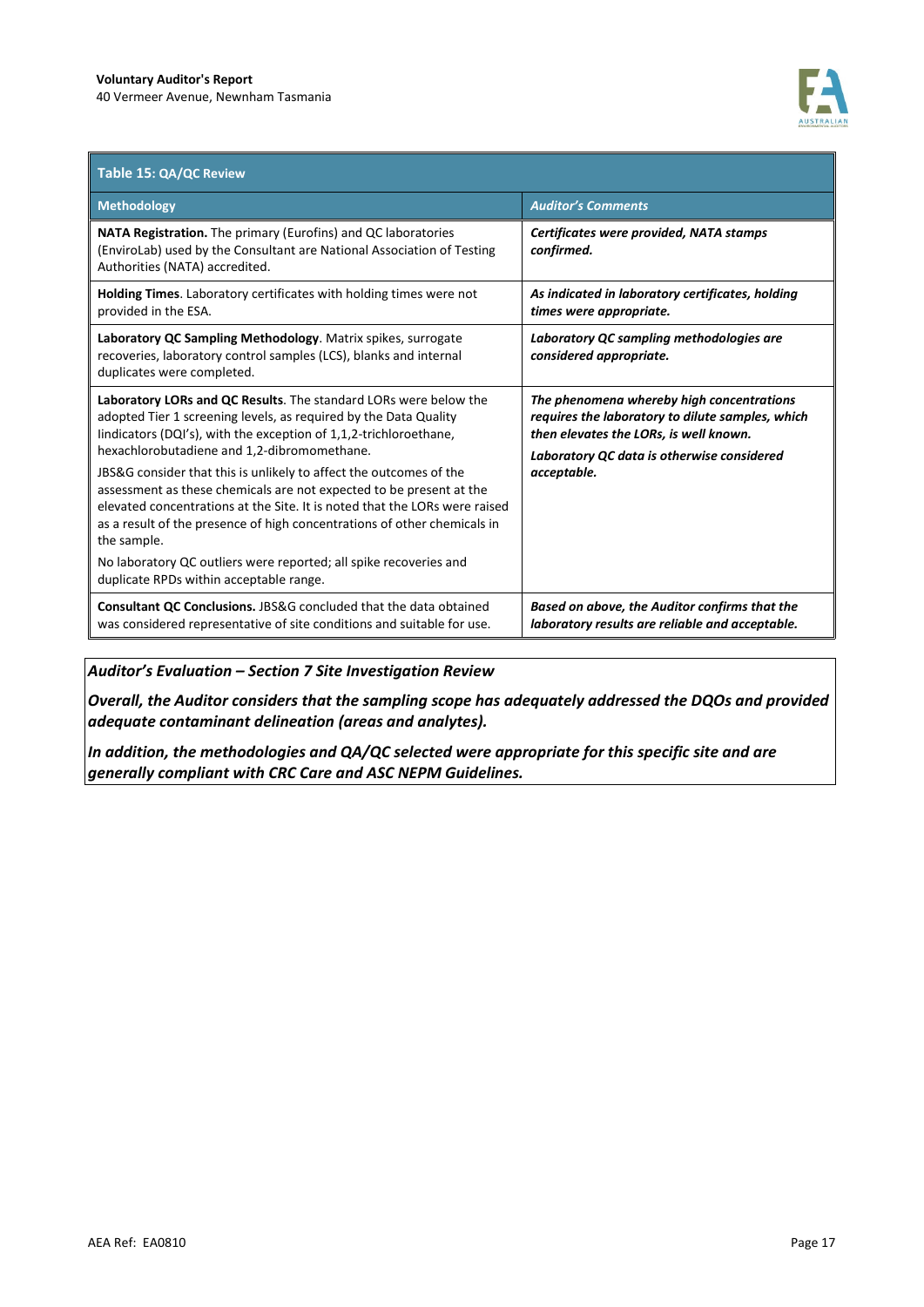**Table 15: QA/QC Review**

| Methodology | *Auditor's Comments* |
|---|---|
| **NATA Registration.** The primary (Eurofins) and QC laboratories (EnviroLab) used by the Consultant are National Association of Testing Authorities (NATA) accredited. | ***Certificates were provided, NATA stamps confirmed.*** |
| **Holding Times**. Laboratory certificates with holding times were not provided in the ESA. | ***As indicated in laboratory certificates, holding times were appropriate.*** |
| **Laboratory QC Sampling Methodology**. Matrix spikes, surrogate recoveries, laboratory control samples (LCS), blanks and internal duplicates were completed. | ***Laboratory QC sampling methodologies are considered appropriate.*** |
| **Laboratory LORs and QC Results**. The standard LORs were below the adopted Tier 1 screening levels, as required by the Data Quality Iindicators (DQI's), with the exception of 1,1,2-trichloroethane, hexachlorobutadiene and 1,2-dibromomethane.<br><br>JBS&G consider that this is unlikely to affect the outcomes of the assessment as these chemicals are not expected to be present at the elevated concentrations at the Site. It is noted that the LORs were raised as a result of the presence of high concentrations of other chemicals in the sample.<br><br>No laboratory QC outliers were reported; all spike recoveries and duplicate RPDs within acceptable range. | ***The phenomena whereby high concentrations requires the laboratory to dilute samples, which then elevates the LORs, is well known.***<br><br>***Laboratory QC data is otherwise considered acceptable.*** |
| **Consultant QC Conclusions.** JBS&G concluded that the data obtained was considered representative of site conditions and suitable for use. | ***Based on above, the Auditor confirms that the laboratory results are reliable and acceptable.*** |

***Auditor's Evaluation – Section 7 Site Investigation Review***

***Overall, the Auditor considers that the sampling scope has adequately addressed the DQOs and provided adequate contaminant delineation (areas and analytes).***

***In addition, the methodologies and QA/QC selected were appropriate for this specific site and are generally compliant with CRC Care and ASC NEPM Guidelines.***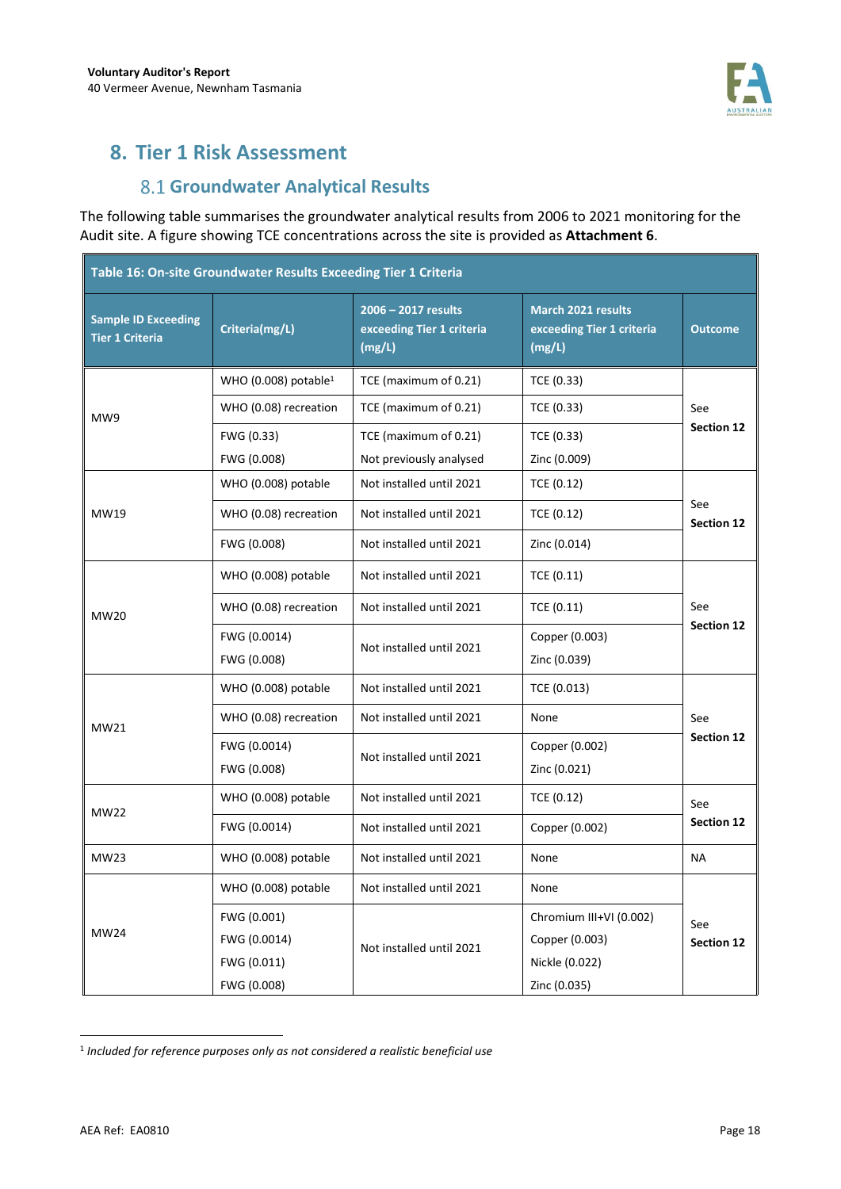# 8. Tier 1 Risk Assessment

## 8.1 Groundwater Analytical Results

The following table summarises the groundwater analytical results from 2006 to 2021 monitoring for the Audit site. A figure showing TCE concentrations across the site is provided as **Attachment 6**.

**Table 16: On-site Groundwater Results Exceeding Tier 1 Criteria**

| Sample ID Exceeding Tier 1 Criteria | Criteria(mg/L) | 2006 – 2017 results exceeding Tier 1 criteria (mg/L) | March 2021 results exceeding Tier 1 criteria (mg/L) | Outcome |
|---|---|---|---|---|
| MW9 | WHO (0.008) potable[1] | TCE (maximum of 0.21) | TCE (0.33) | See **Section 12** |
| | WHO (0.08) recreation | TCE (maximum of 0.21) | TCE (0.33) | |
| | FWG (0.33) | TCE (maximum of 0.21) | TCE (0.33) | |
| | FWG (0.008) | Not previously analysed | Zinc (0.009) | |
| MW19 | WHO (0.008) potable | Not installed until 2021 | TCE (0.12) | See **Section 12** |
| | WHO (0.08) recreation | Not installed until 2021 | TCE (0.12) | |
| | FWG (0.008) | Not installed until 2021 | Zinc (0.014) | |
| MW20 | WHO (0.008) potable | Not installed until 2021 | TCE (0.11) | See **Section 12** |
| | WHO (0.08) recreation | Not installed until 2021 | TCE (0.11) | |
| | FWG (0.0014)<br>FWG (0.008) | Not installed until 2021 | Copper (0.003)<br>Zinc (0.039) | |
| MW21 | WHO (0.008) potable | Not installed until 2021 | TCE (0.013) | See **Section 12** |
| | WHO (0.08) recreation | Not installed until 2021 | None | |
| | FWG (0.0014)<br>FWG (0.008) | Not installed until 2021 | Copper (0.002)<br>Zinc (0.021) | |
| MW22 | WHO (0.008) potable | Not installed until 2021 | TCE (0.12) | See **Section 12** |
| | FWG (0.0014) | Not installed until 2021 | Copper (0.002) | |
| MW23 | WHO (0.008) potable | Not installed until 2021 | None | NA |
| MW24 | WHO (0.008) potable | Not installed until 2021 | None | See **Section 12** |
| | FWG (0.001)<br>FWG (0.0014)<br>FWG (0.011)<br>FWG (0.008) | Not installed until 2021 | Chromium III+VI (0.002)<br>Copper (0.003)<br>Nickle (0.022)<br>Zinc (0.035) | |

[1] *Included for reference purposes only as not considered a realistic beneficial use*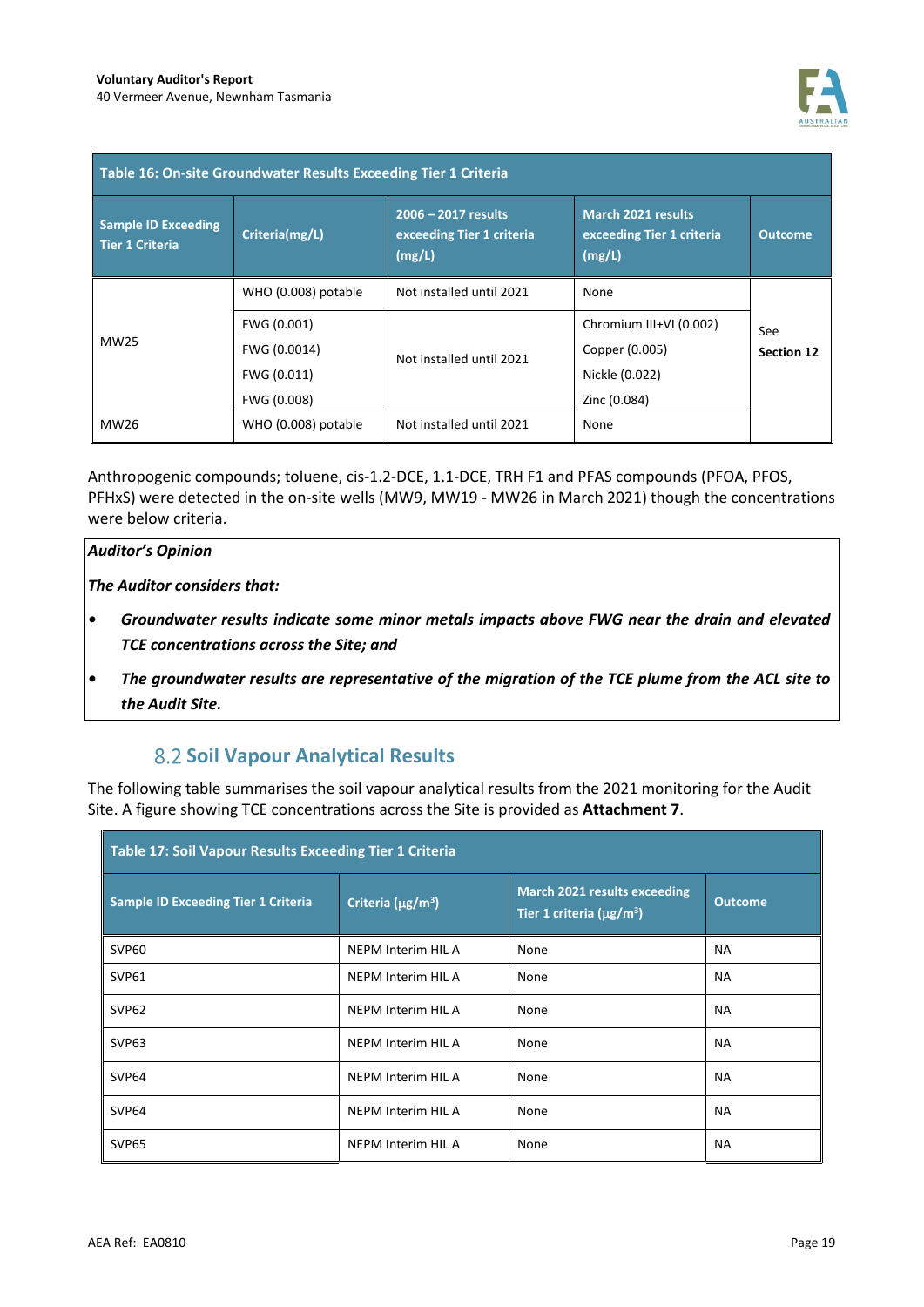| Table 16: On-site Groundwater Results Exceeding Tier 1 Criteria | | | | |
|---|---|---|---|---|
| Sample ID Exceeding Tier 1 Criteria | Criteria(mg/L) | 2006 – 2017 results exceeding Tier 1 criteria (mg/L) | March 2021 results exceeding Tier 1 criteria (mg/L) | Outcome |
| MW25 | WHO (0.008) potable | Not installed until 2021 | None | See **Section 12** |
| | FWG (0.001)<br>FWG (0.0014)<br>FWG (0.011)<br>FWG (0.008) | Not installed until 2021 | Chromium III+VI (0.002)<br>Copper (0.005)<br>Nickle (0.022)<br>Zinc (0.084) | |
| MW26 | WHO (0.008) potable | Not installed until 2021 | None | |

Anthropogenic compounds; toluene, cis-1.2-DCE, 1.1-DCE, TRH F1 and PFAS compounds (PFOA, PFOS, PFHxS) were detected in the on-site wells (MW9, MW19 - MW26 in March 2021) though the concentrations were below criteria.

***Auditor's Opinion***

***The Auditor considers that:***

- ***Groundwater results indicate some minor metals impacts above FWG near the drain and elevated TCE concentrations across the Site; and***
- ***The groundwater results are representative of the migration of the TCE plume from the ACL site to the Audit Site.***

## 8.2 Soil Vapour Analytical Results

The following table summarises the soil vapour analytical results from the 2021 monitoring for the Audit Site. A figure showing TCE concentrations across the Site is provided as **Attachment 7**.

| Table 17: Soil Vapour Results Exceeding Tier 1 Criteria | | | |
|---|---|---|---|
| Sample ID Exceeding Tier 1 Criteria | Criteria (μg/m³) | March 2021 results exceeding Tier 1 criteria (μg/m³) | Outcome |
| SVP60 | NEPM Interim HIL A | None | NA |
| SVP61 | NEPM Interim HIL A | None | NA |
| SVP62 | NEPM Interim HIL A | None | NA |
| SVP63 | NEPM Interim HIL A | None | NA |
| SVP64 | NEPM Interim HIL A | None | NA |
| SVP64 | NEPM Interim HIL A | None | NA |
| SVP65 | NEPM Interim HIL A | None | NA |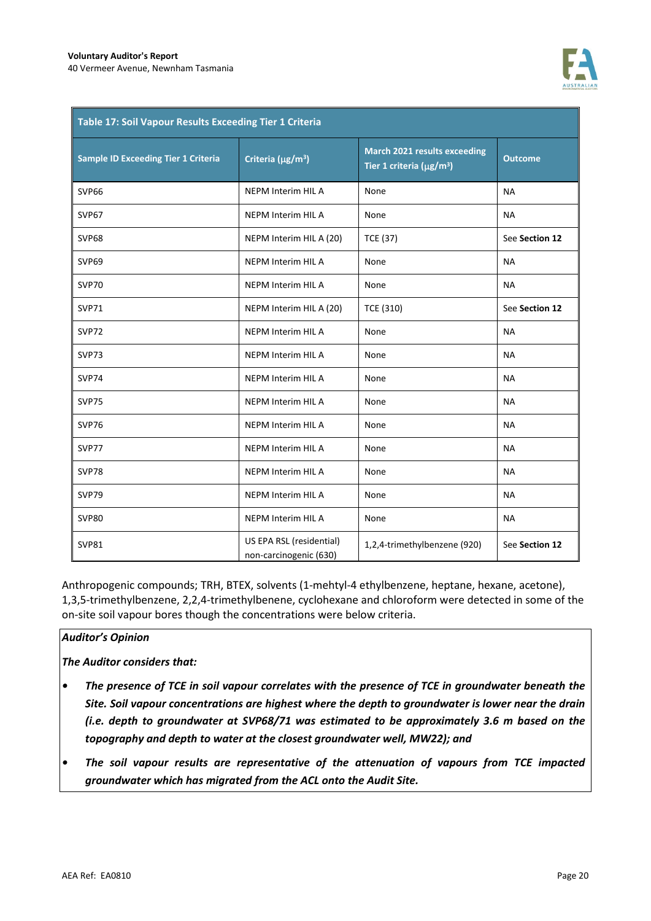**Table 17: Soil Vapour Results Exceeding Tier 1 Criteria**

| Sample ID Exceeding Tier 1 Criteria | Criteria ($\mu g/m^3$) | March 2021 results exceeding Tier 1 criteria ($\mu g/m^3$) | Outcome |
|---|---|---|---|
| SVP66 | NEPM Interim HIL A | None | NA |
| SVP67 | NEPM Interim HIL A | None | NA |
| SVP68 | NEPM Interim HIL A (20) | TCE (37) | See **Section 12** |
| SVP69 | NEPM Interim HIL A | None | NA |
| SVP70 | NEPM Interim HIL A | None | NA |
| SVP71 | NEPM Interim HIL A (20) | TCE (310) | See **Section 12** |
| SVP72 | NEPM Interim HIL A | None | NA |
| SVP73 | NEPM Interim HIL A | None | NA |
| SVP74 | NEPM Interim HIL A | None | NA |
| SVP75 | NEPM Interim HIL A | None | NA |
| SVP76 | NEPM Interim HIL A | None | NA |
| SVP77 | NEPM Interim HIL A | None | NA |
| SVP78 | NEPM Interim HIL A | None | NA |
| SVP79 | NEPM Interim HIL A | None | NA |
| SVP80 | NEPM Interim HIL A | None | NA |
| SVP81 | US EPA RSL (residential) non-carcinogenic (630) | 1,2,4-trimethylbenzene (920) | See **Section 12** |

Anthropogenic compounds; TRH, BTEX, solvents (1-mehtyl-4 ethylbenzene, heptane, hexane, acetone), 1,3,5-trimethylbenzene, 2,2,4-trimethylbenene, cyclohexane and chloroform were detected in some of the on-site soil vapour bores though the concentrations were below criteria.

***Auditor's Opinion***

***The Auditor considers that:***

- ***The presence of TCE in soil vapour correlates with the presence of TCE in groundwater beneath the Site. Soil vapour concentrations are highest where the depth to groundwater is lower near the drain (i.e. depth to groundwater at SVP68/71 was estimated to be approximately 3.6 m based on the topography and depth to water at the closest groundwater well, MW22); and***
- ***The soil vapour results are representative of the attenuation of vapours from TCE impacted groundwater which has migrated from the ACL onto the Audit Site.***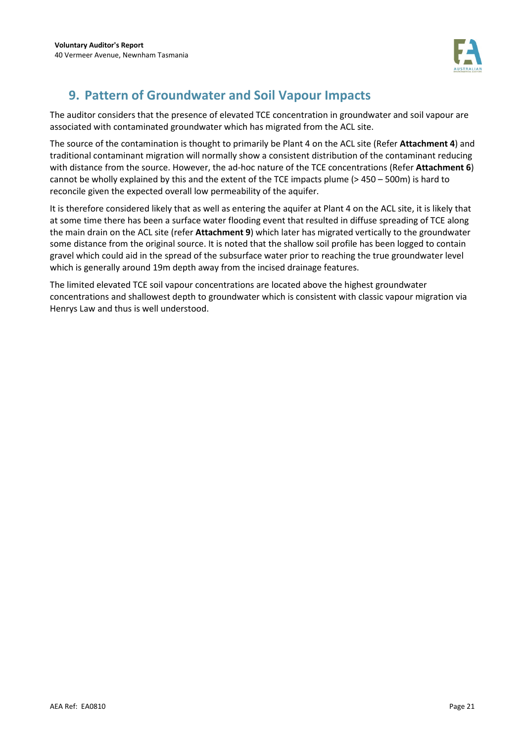## 9. Pattern of Groundwater and Soil Vapour Impacts

The auditor considers that the presence of elevated TCE concentration in groundwater and soil vapour are associated with contaminated groundwater which has migrated from the ACL site.

The source of the contamination is thought to primarily be Plant 4 on the ACL site (Refer **Attachment 4**) and traditional contaminant migration will normally show a consistent distribution of the contaminant reducing with distance from the source. However, the ad-hoc nature of the TCE concentrations (Refer **Attachment 6**) cannot be wholly explained by this and the extent of the TCE impacts plume (> 450 – 500m) is hard to reconcile given the expected overall low permeability of the aquifer.

It is therefore considered likely that as well as entering the aquifer at Plant 4 on the ACL site, it is likely that at some time there has been a surface water flooding event that resulted in diffuse spreading of TCE along the main drain on the ACL site (refer **Attachment 9**) which later has migrated vertically to the groundwater some distance from the original source. It is noted that the shallow soil profile has been logged to contain gravel which could aid in the spread of the subsurface water prior to reaching the true groundwater level which is generally around 19m depth away from the incised drainage features.

The limited elevated TCE soil vapour concentrations are located above the highest groundwater concentrations and shallowest depth to groundwater which is consistent with classic vapour migration via Henrys Law and thus is well understood.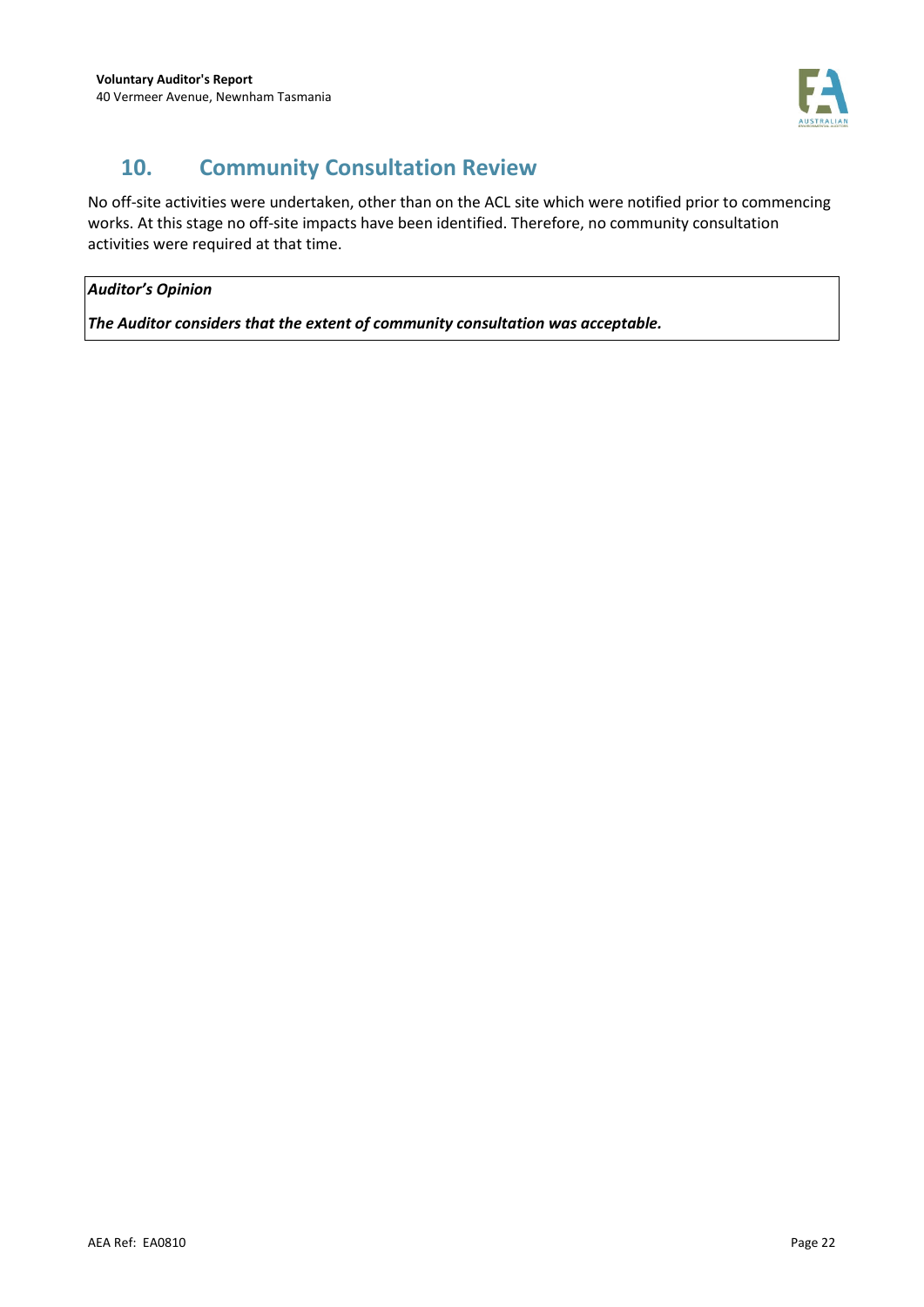## 10. Community Consultation Review

No off-site activities were undertaken, other than on the ACL site which were notified prior to commencing works. At this stage no off-site impacts have been identified. Therefore, no community consultation activities were required at that time.

***Auditor's Opinion***

***The Auditor considers that the extent of community consultation was acceptable.***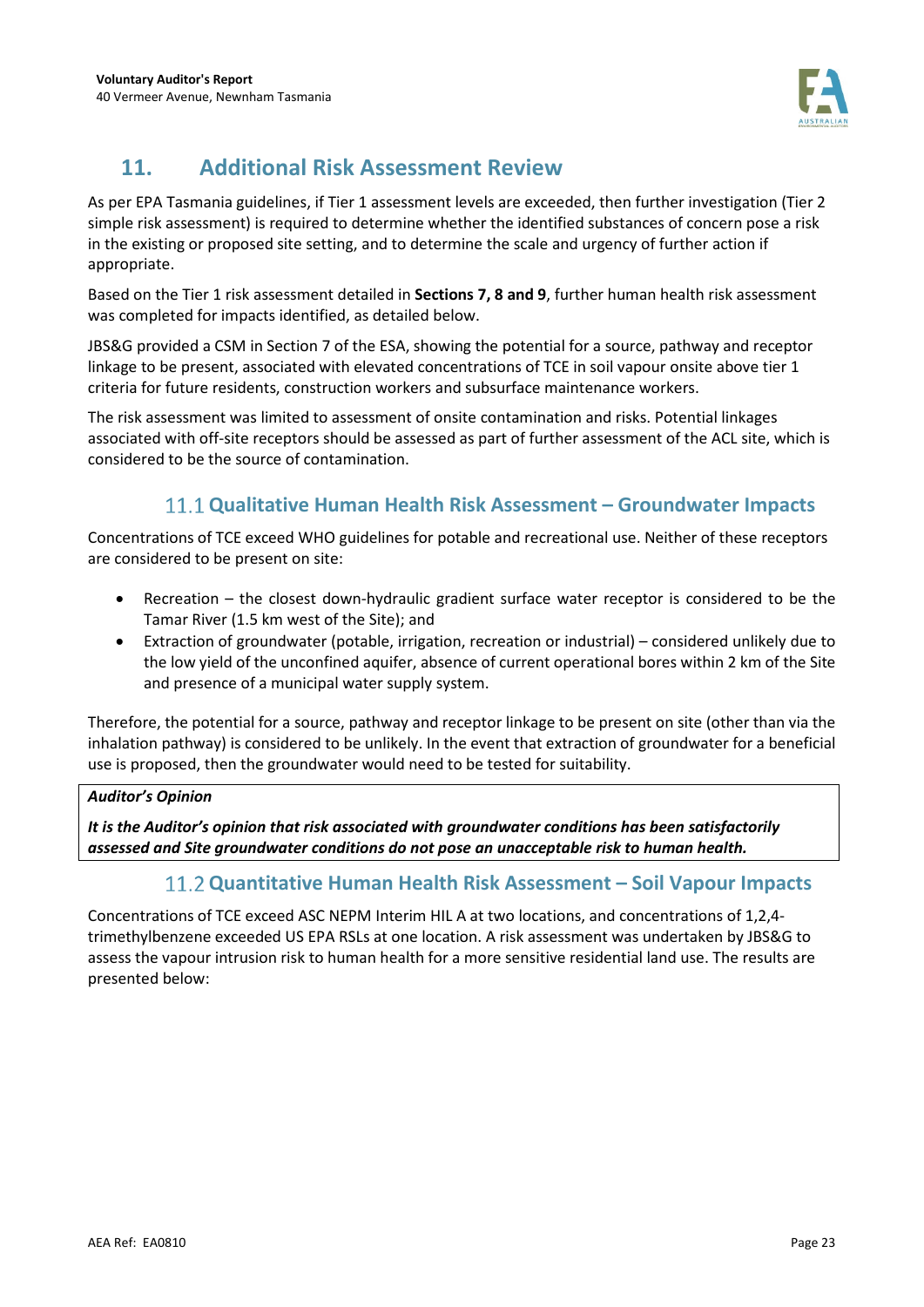## 11. Additional Risk Assessment Review

As per EPA Tasmania guidelines, if Tier 1 assessment levels are exceeded, then further investigation (Tier 2 simple risk assessment) is required to determine whether the identified substances of concern pose a risk in the existing or proposed site setting, and to determine the scale and urgency of further action if appropriate.

Based on the Tier 1 risk assessment detailed in **Sections 7, 8 and 9**, further human health risk assessment was completed for impacts identified, as detailed below.

JBS&G provided a CSM in Section 7 of the ESA, showing the potential for a source, pathway and receptor linkage to be present, associated with elevated concentrations of TCE in soil vapour onsite above tier 1 criteria for future residents, construction workers and subsurface maintenance workers.

The risk assessment was limited to assessment of onsite contamination and risks. Potential linkages associated with off-site receptors should be assessed as part of further assessment of the ACL site, which is considered to be the source of contamination.

### 11.1 Qualitative Human Health Risk Assessment – Groundwater Impacts

Concentrations of TCE exceed WHO guidelines for potable and recreational use. Neither of these receptors are considered to be present on site:

- Recreation – the closest down-hydraulic gradient surface water receptor is considered to be the Tamar River (1.5 km west of the Site); and
- Extraction of groundwater (potable, irrigation, recreation or industrial) – considered unlikely due to the low yield of the unconfined aquifer, absence of current operational bores within 2 km of the Site and presence of a municipal water supply system.

Therefore, the potential for a source, pathway and receptor linkage to be present on site (other than via the inhalation pathway) is considered to be unlikely. In the event that extraction of groundwater for a beneficial use is proposed, then the groundwater would need to be tested for suitability.

***Auditor's Opinion***

***It is the Auditor's opinion that risk associated with groundwater conditions has been satisfactorily assessed and Site groundwater conditions do not pose an unacceptable risk to human health.***

### 11.2 Quantitative Human Health Risk Assessment – Soil Vapour Impacts

Concentrations of TCE exceed ASC NEPM Interim HIL A at two locations, and concentrations of 1,2,4-trimethylbenzene exceeded US EPA RSLs at one location. A risk assessment was undertaken by JBS&G to assess the vapour intrusion risk to human health for a more sensitive residential land use. The results are presented below: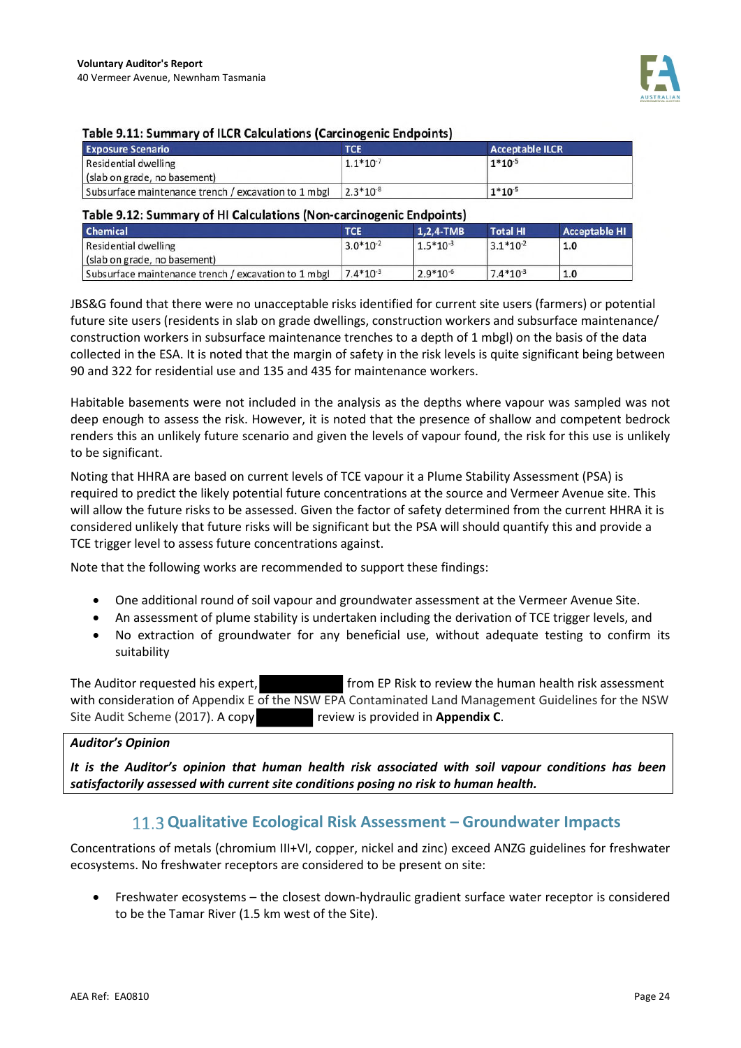**Table 9.11: Summary of ILCR Calculations (Carcinogenic Endpoints)**

| Exposure Scenario | TCE | Acceptable ILCR |
|---|---|---|
| Residential dwelling (slab on grade, no basement) | $1.1*10^{-7}$ | $1*10^{-5}$ |
| Subsurface maintenance trench / excavation to 1 mbgl | $2.3*10^{-8}$ | $1*10^{-5}$ |

**Table 9.12: Summary of HI Calculations (Non-carcinogenic Endpoints)**

| Chemical | TCE | 1,2,4-TMB | Total HI | Acceptable HI |
|---|---|---|---|---|
| Residential dwelling (slab on grade, no basement) | $3.0*10^{-2}$ | $1.5*10^{-3}$ | $3.1*10^{-2}$ | 1.0 |
| Subsurface maintenance trench / excavation to 1 mbgl | $7.4*10^{-3}$ | $2.9*10^{-6}$ | $7.4*10^{-3}$ | 1.0 |

JBS&G found that there were no unacceptable risks identified for current site users (farmers) or potential future site users (residents in slab on grade dwellings, construction workers and subsurface maintenance/ construction workers in subsurface maintenance trenches to a depth of 1 mbgl) on the basis of the data collected in the ESA. It is noted that the margin of safety in the risk levels is quite significant being between 90 and 322 for residential use and 135 and 435 for maintenance workers.

Habitable basements were not included in the analysis as the depths where vapour was sampled was not deep enough to assess the risk. However, it is noted that the presence of shallow and competent bedrock renders this an unlikely future scenario and given the levels of vapour found, the risk for this use is unlikely to be significant.

Noting that HHRA are based on current levels of TCE vapour it a Plume Stability Assessment (PSA) is required to predict the likely potential future concentrations at the source and Vermeer Avenue site. This will allow the future risks to be assessed. Given the factor of safety determined from the current HHRA it is considered unlikely that future risks will be significant but the PSA will should quantify this and provide a TCE trigger level to assess future concentrations against.

Note that the following works are recommended to support these findings:

- One additional round of soil vapour and groundwater assessment at the Vermeer Avenue Site.
- An assessment of plume stability is undertaken including the derivation of TCE trigger levels, and
- No extraction of groundwater for any beneficial use, without adequate testing to confirm its suitability

The Auditor requested his expert, ██████████ from EP Risk to review the human health risk assessment with consideration of Appendix E of the NSW EPA Contaminated Land Management Guidelines for the NSW Site Audit Scheme (2017). A copy ███████ review is provided in **Appendix C**.

> ***Auditor's Opinion***
>
> ***It is the Auditor's opinion that human health risk associated with soil vapour conditions has been satisfactorily assessed with current site conditions posing no risk to human health.***

## 11.3 Qualitative Ecological Risk Assessment – Groundwater Impacts

Concentrations of metals (chromium III+VI, copper, nickel and zinc) exceed ANZG guidelines for freshwater ecosystems. No freshwater receptors are considered to be present on site:

- Freshwater ecosystems – the closest down-hydraulic gradient surface water receptor is considered to be the Tamar River (1.5 km west of the Site).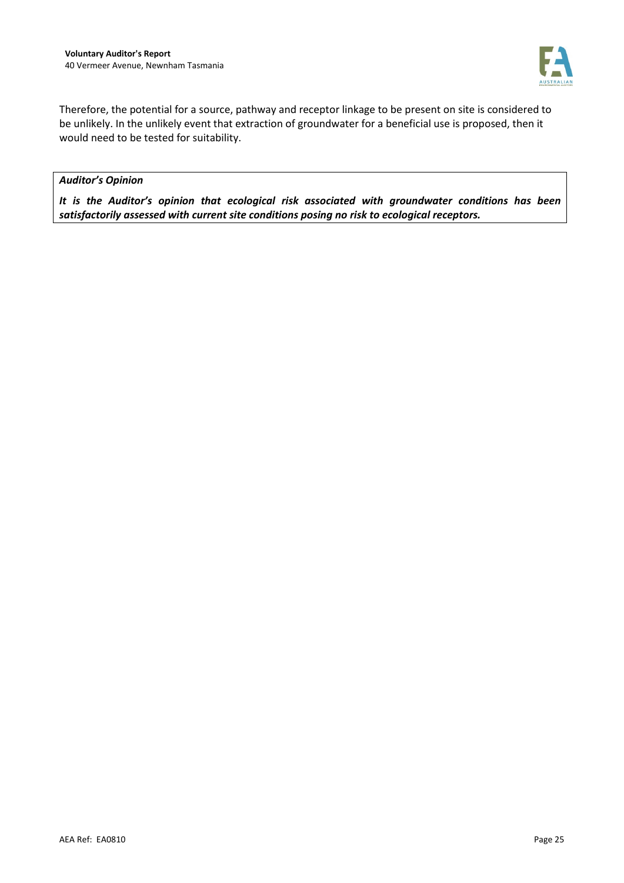Therefore, the potential for a source, pathway and receptor linkage to be present on site is considered to be unlikely. In the unlikely event that extraction of groundwater for a beneficial use is proposed, then it would need to be tested for suitability.

***Auditor's Opinion***

***It is the Auditor's opinion that ecological risk associated with groundwater conditions has been satisfactorily assessed with current site conditions posing no risk to ecological receptors.***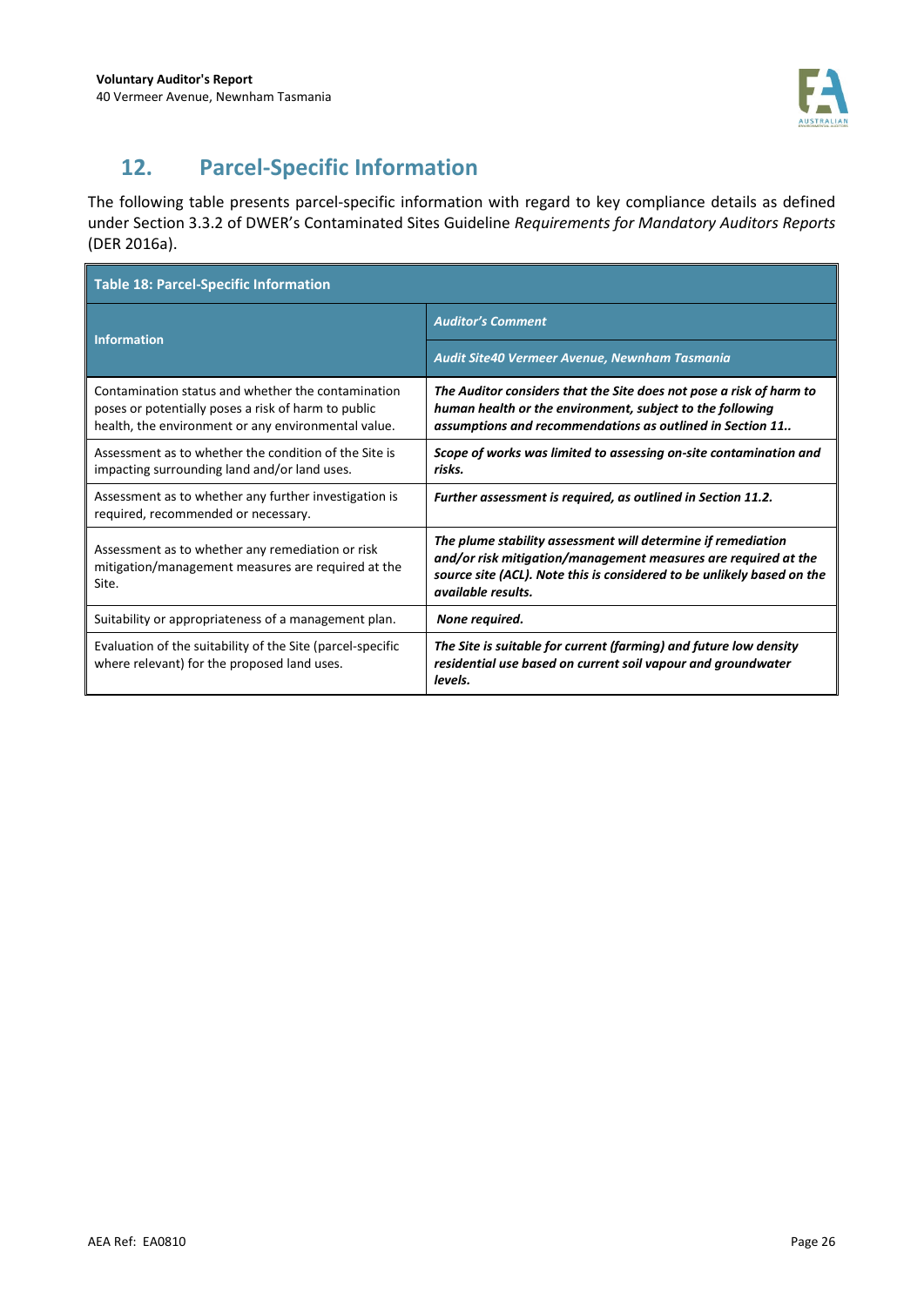## 12. Parcel-Specific Information

The following table presents parcel-specific information with regard to key compliance details as defined under Section 3.3.2 of DWER's Contaminated Sites Guideline *Requirements for Mandatory Auditors Reports* (DER 2016a).

**Table 18: Parcel-Specific Information**

| Information | *Auditor's Comment* |
|---|---|
| | *Audit Site40 Vermeer Avenue, Newnham Tasmania* |
| Contamination status and whether the contamination poses or potentially poses a risk of harm to public health, the environment or any environmental value. | ***The Auditor considers that the Site does not pose a risk of harm to human health or the environment, subject to the following assumptions and recommendations as outlined in Section 11..*** |
| Assessment as to whether the condition of the Site is impacting surrounding land and/or land uses. | ***Scope of works was limited to assessing on-site contamination and risks.*** |
| Assessment as to whether any further investigation is required, recommended or necessary. | ***Further assessment is required, as outlined in Section 11.2.*** |
| Assessment as to whether any remediation or risk mitigation/management measures are required at the Site. | ***The plume stability assessment will determine if remediation and/or risk mitigation/management measures are required at the source site (ACL). Note this is considered to be unlikely based on the available results.*** |
| Suitability or appropriateness of a management plan. | ***None required.*** |
| Evaluation of the suitability of the Site (parcel-specific where relevant) for the proposed land uses. | ***The Site is suitable for current (farming) and future low density residential use based on current soil vapour and groundwater levels.*** |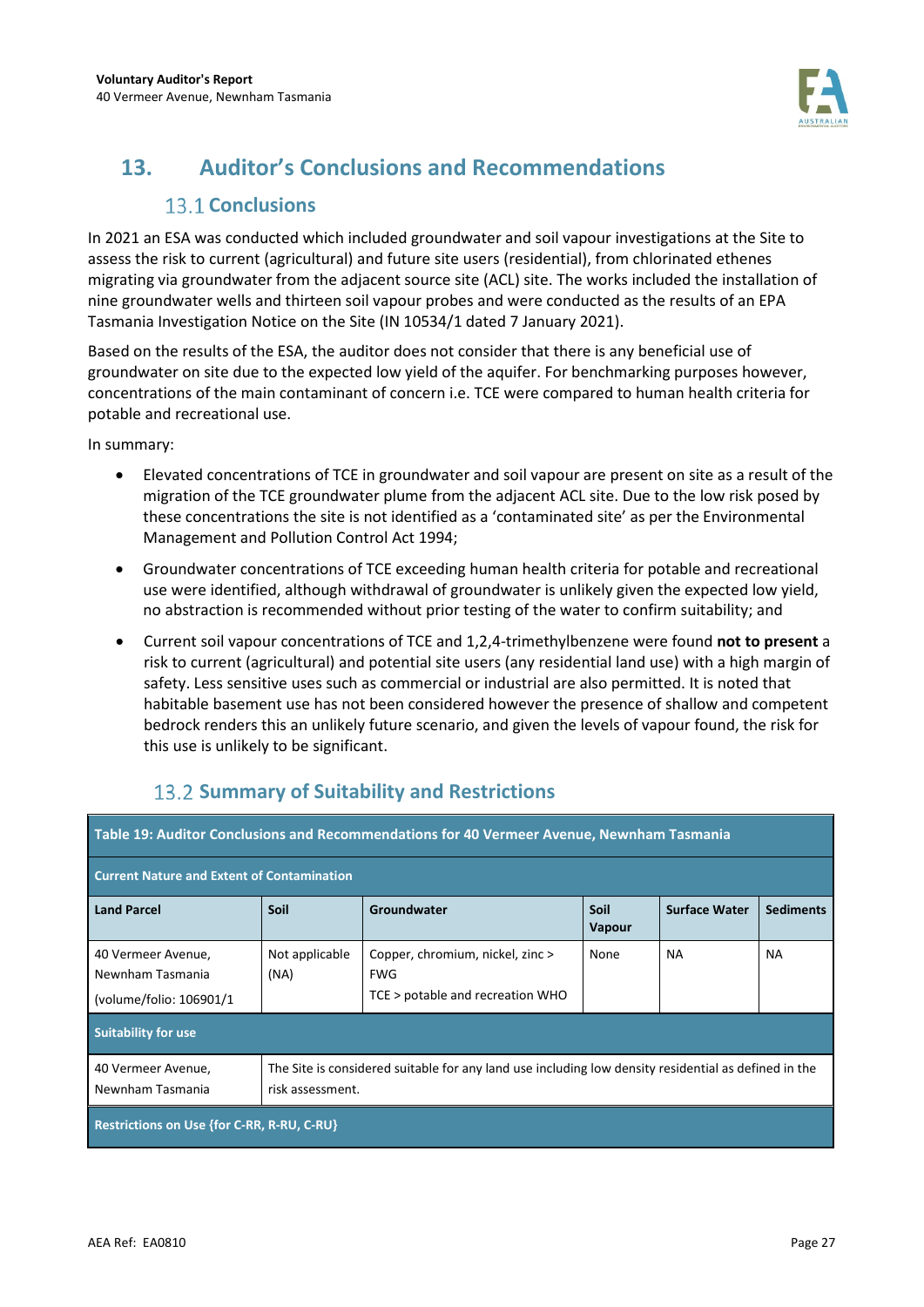## 13. Auditor's Conclusions and Recommendations

### 13.1 Conclusions

In 2021 an ESA was conducted which included groundwater and soil vapour investigations at the Site to assess the risk to current (agricultural) and future site users (residential), from chlorinated ethenes migrating via groundwater from the adjacent source site (ACL) site. The works included the installation of nine groundwater wells and thirteen soil vapour probes and were conducted as the results of an EPA Tasmania Investigation Notice on the Site (IN 10534/1 dated 7 January 2021).

Based on the results of the ESA, the auditor does not consider that there is any beneficial use of groundwater on site due to the expected low yield of the aquifer. For benchmarking purposes however, concentrations of the main contaminant of concern i.e. TCE were compared to human health criteria for potable and recreational use.

In summary:

- Elevated concentrations of TCE in groundwater and soil vapour are present on site as a result of the migration of the TCE groundwater plume from the adjacent ACL site. Due to the low risk posed by these concentrations the site is not identified as a 'contaminated site' as per the Environmental Management and Pollution Control Act 1994;
- Groundwater concentrations of TCE exceeding human health criteria for potable and recreational use were identified, although withdrawal of groundwater is unlikely given the expected low yield, no abstraction is recommended without prior testing of the water to confirm suitability; and
- Current soil vapour concentrations of TCE and 1,2,4-trimethylbenzene were found **not to present** a risk to current (agricultural) and potential site users (any residential land use) with a high margin of safety. Less sensitive uses such as commercial or industrial are also permitted. It is noted that habitable basement use has not been considered however the presence of shallow and competent bedrock renders this an unlikely future scenario, and given the levels of vapour found, the risk for this use is unlikely to be significant.

### 13.2 Summary of Suitability and Restrictions

| Table 19: Auditor Conclusions and Recommendations for 40 Vermeer Avenue, Newnham Tasmania | | | | | |
|---|---|---|---|---|---|
| **Current Nature and Extent of Contamination** | | | | | |
| **Land Parcel** | **Soil** | **Groundwater** | **Soil Vapour** | **Surface Water** | **Sediments** |
| 40 Vermeer Avenue, Newnham Tasmania (volume/folio: 106901/1 | Not applicable (NA) | Copper, chromium, nickel, zinc > FWG<br>TCE > potable and recreation WHO | None | NA | NA |
| **Suitability for use** | | | | | |
| 40 Vermeer Avenue, Newnham Tasmania | The Site is considered suitable for any land use including low density residential as defined in the risk assessment. | | | | |
| **Restrictions on Use {for C-RR, R-RU, C-RU}** | | | | | |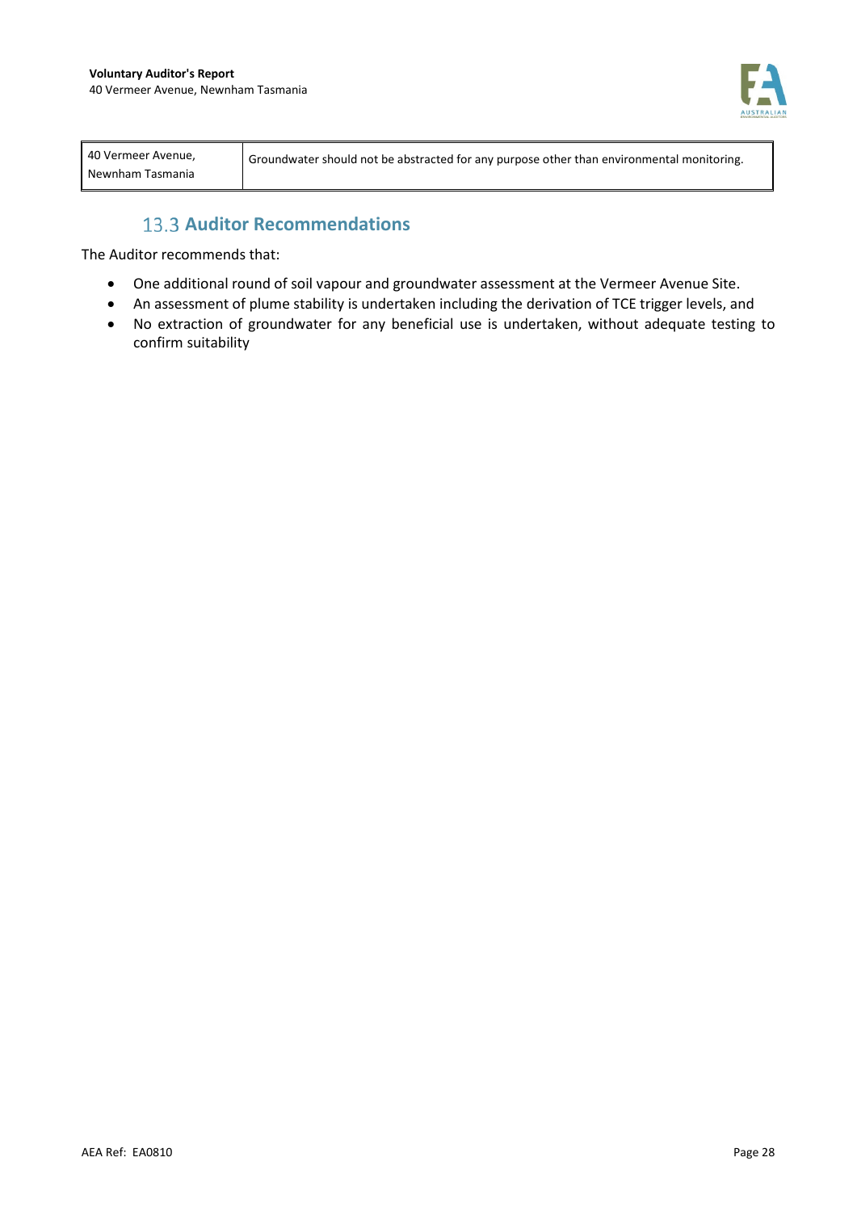| 40 Vermeer Avenue, Newnham Tasmania | Groundwater should not be abstracted for any purpose other than environmental monitoring. |
|---|---|

## 13.3 Auditor Recommendations

The Auditor recommends that:

- One additional round of soil vapour and groundwater assessment at the Vermeer Avenue Site.
- An assessment of plume stability is undertaken including the derivation of TCE trigger levels, and
- No extraction of groundwater for any beneficial use is undertaken, without adequate testing to confirm suitability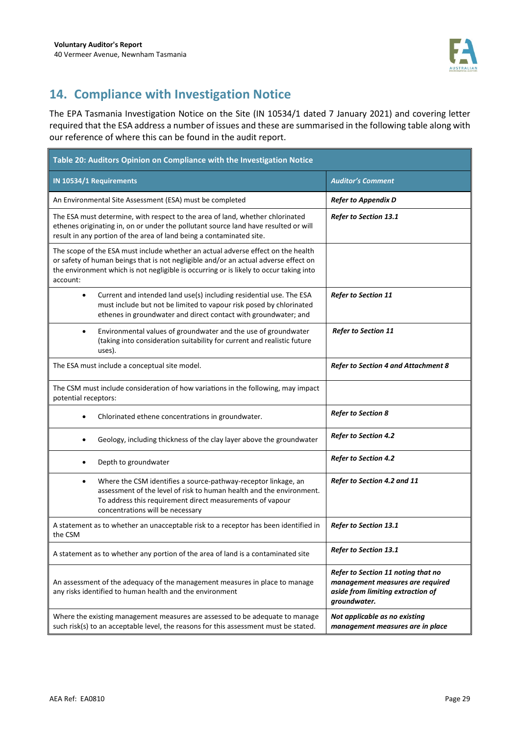## 14. Compliance with Investigation Notice

The EPA Tasmania Investigation Notice on the Site (IN 10534/1 dated 7 January 2021) and covering letter required that the ESA address a number of issues and these are summarised in the following table along with our reference of where this can be found in the audit report.

**Table 20: Auditors Opinion on Compliance with the Investigation Notice**

| IN 10534/1 Requirements | *Auditor's Comment* |
|---|---|
| An Environmental Site Assessment (ESA) must be completed | ***Refer to Appendix D*** |
| The ESA must determine, with respect to the area of land, whether chlorinated ethenes originating in, on or under the pollutant source land have resulted or will result in any portion of the area of land being a contaminated site. | ***Refer to Section 13.1*** |
| The scope of the ESA must include whether an actual adverse effect on the health or safety of human beings that is not negligible and/or an actual adverse effect on the environment which is not negligible is occurring or is likely to occur taking into account: | |
| • Current and intended land use(s) including residential use. The ESA must include but not be limited to vapour risk posed by chlorinated ethenes in groundwater and direct contact with groundwater; and | ***Refer to Section 11*** |
| • Environmental values of groundwater and the use of groundwater (taking into consideration suitability for current and realistic future uses). | ***Refer to Section 11*** |
| The ESA must include a conceptual site model. | ***Refer to Section 4 and Attachment 8*** |
| The CSM must include consideration of how variations in the following, may impact potential receptors: | |
| • Chlorinated ethene concentrations in groundwater. | ***Refer to Section 8*** |
| • Geology, including thickness of the clay layer above the groundwater | ***Refer to Section 4.2*** |
| • Depth to groundwater | ***Refer to Section 4.2*** |
| • Where the CSM identifies a source-pathway-receptor linkage, an assessment of the level of risk to human health and the environment. To address this requirement direct measurements of vapour concentrations will be necessary | ***Refer to Section 4.2 and 11*** |
| A statement as to whether an unacceptable risk to a receptor has been identified in the CSM | ***Refer to Section 13.1*** |
| A statement as to whether any portion of the area of land is a contaminated site | ***Refer to Section 13.1*** |
| An assessment of the adequacy of the management measures in place to manage any risks identified to human health and the environment | ***Refer to Section 11 noting that no management measures are required aside from limiting extraction of groundwater.*** |
| Where the existing management measures are assessed to be adequate to manage such risk(s) to an acceptable level, the reasons for this assessment must be stated. | ***Not applicable as no existing management measures are in place*** |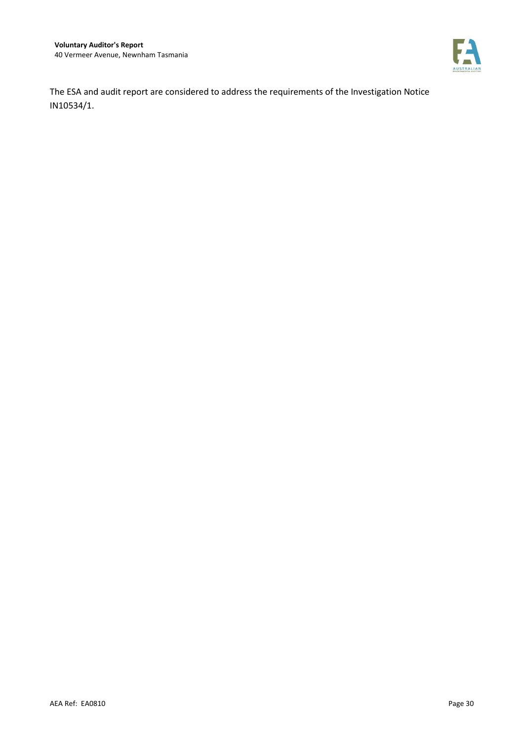The ESA and audit report are considered to address the requirements of the Investigation Notice IN10534/1.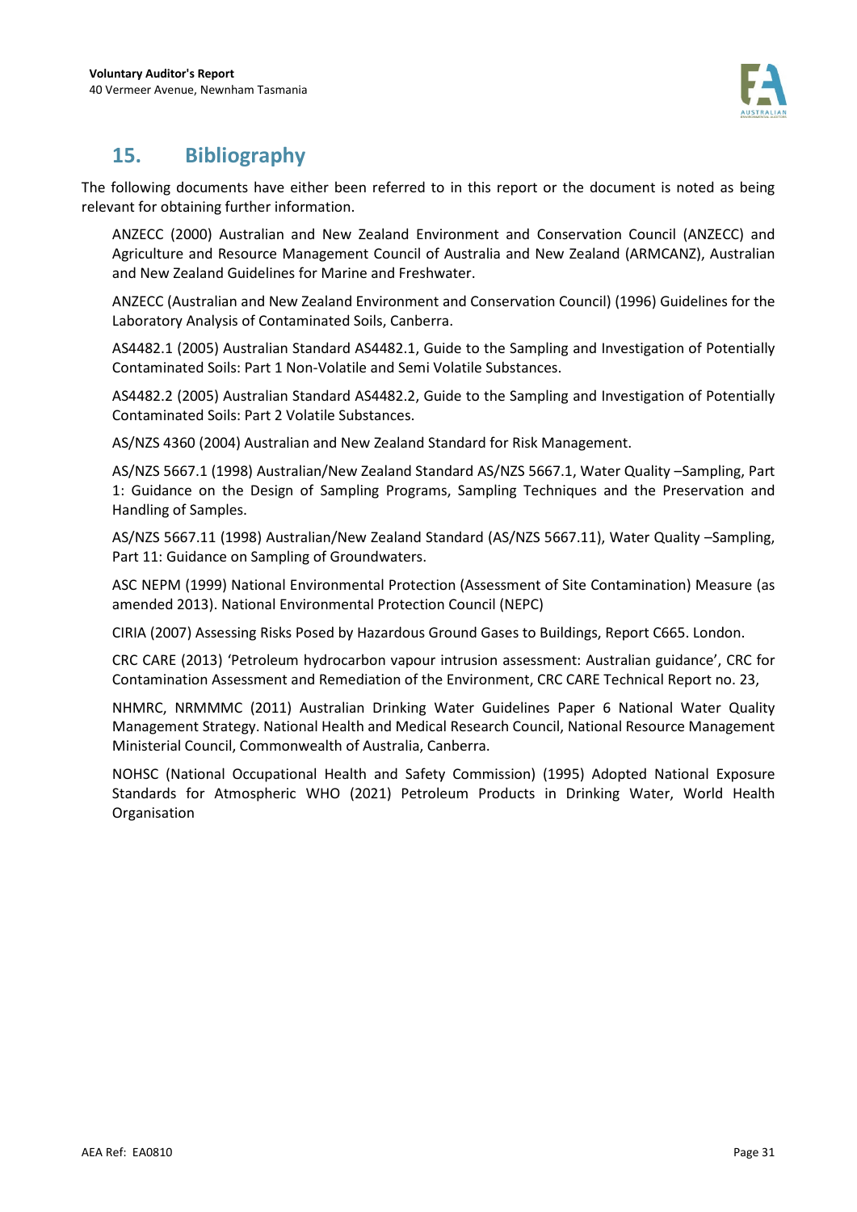## 15. Bibliography

The following documents have either been referred to in this report or the document is noted as being relevant for obtaining further information.

ANZECC (2000) Australian and New Zealand Environment and Conservation Council (ANZECC) and Agriculture and Resource Management Council of Australia and New Zealand (ARMCANZ), Australian and New Zealand Guidelines for Marine and Freshwater.

ANZECC (Australian and New Zealand Environment and Conservation Council) (1996) Guidelines for the Laboratory Analysis of Contaminated Soils, Canberra.

AS4482.1 (2005) Australian Standard AS4482.1, Guide to the Sampling and Investigation of Potentially Contaminated Soils: Part 1 Non-Volatile and Semi Volatile Substances.

AS4482.2 (2005) Australian Standard AS4482.2, Guide to the Sampling and Investigation of Potentially Contaminated Soils: Part 2 Volatile Substances.

AS/NZS 4360 (2004) Australian and New Zealand Standard for Risk Management.

AS/NZS 5667.1 (1998) Australian/New Zealand Standard AS/NZS 5667.1, Water Quality –Sampling, Part 1: Guidance on the Design of Sampling Programs, Sampling Techniques and the Preservation and Handling of Samples.

AS/NZS 5667.11 (1998) Australian/New Zealand Standard (AS/NZS 5667.11), Water Quality –Sampling, Part 11: Guidance on Sampling of Groundwaters.

ASC NEPM (1999) National Environmental Protection (Assessment of Site Contamination) Measure (as amended 2013). National Environmental Protection Council (NEPC)

CIRIA (2007) Assessing Risks Posed by Hazardous Ground Gases to Buildings, Report C665. London.

CRC CARE (2013) 'Petroleum hydrocarbon vapour intrusion assessment: Australian guidance', CRC for Contamination Assessment and Remediation of the Environment, CRC CARE Technical Report no. 23,

NHMRC, NRMMMC (2011) Australian Drinking Water Guidelines Paper 6 National Water Quality Management Strategy. National Health and Medical Research Council, National Resource Management Ministerial Council, Commonwealth of Australia, Canberra.

NOHSC (National Occupational Health and Safety Commission) (1995) Adopted National Exposure Standards for Atmospheric WHO (2021) Petroleum Products in Drinking Water, World Health Organisation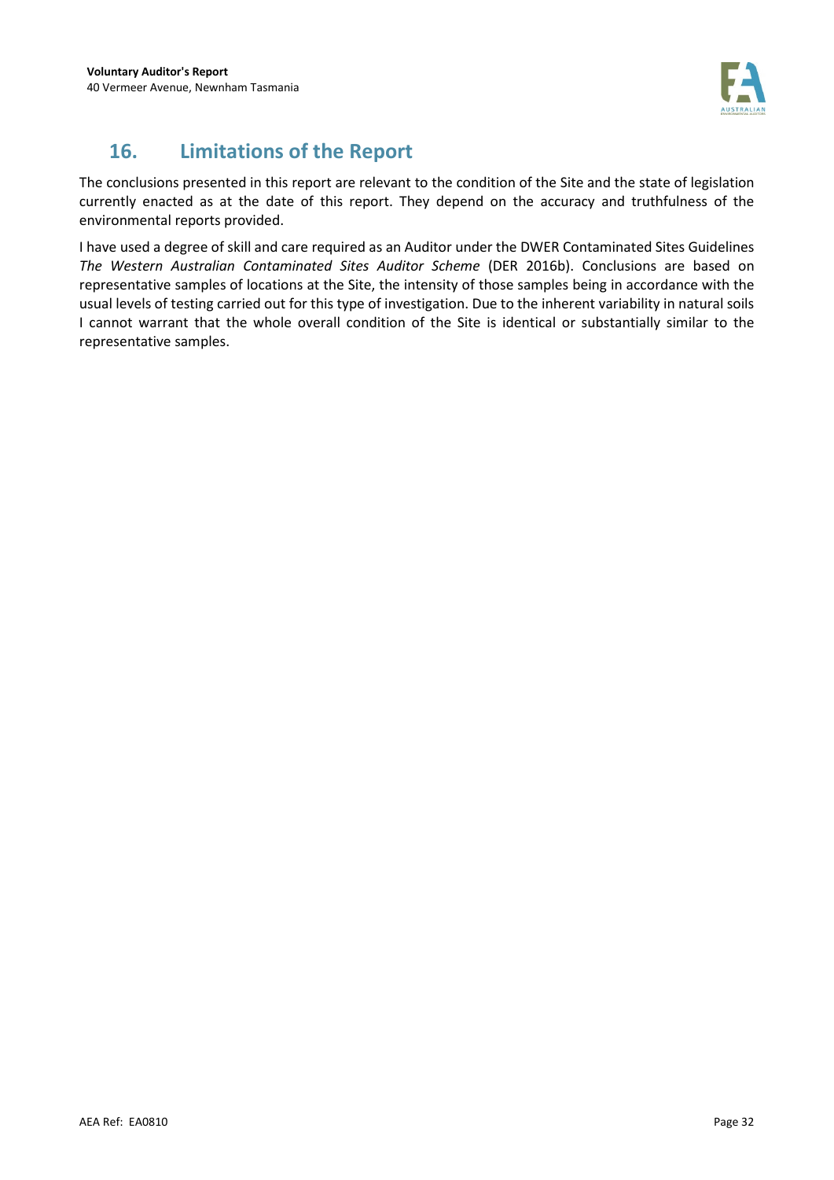## 16. Limitations of the Report

The conclusions presented in this report are relevant to the condition of the Site and the state of legislation currently enacted as at the date of this report. They depend on the accuracy and truthfulness of the environmental reports provided.

I have used a degree of skill and care required as an Auditor under the DWER Contaminated Sites Guidelines *The Western Australian Contaminated Sites Auditor Scheme* (DER 2016b). Conclusions are based on representative samples of locations at the Site, the intensity of those samples being in accordance with the usual levels of testing carried out for this type of investigation. Due to the inherent variability in natural soils I cannot warrant that the whole overall condition of the Site is identical or substantially similar to the representative samples.